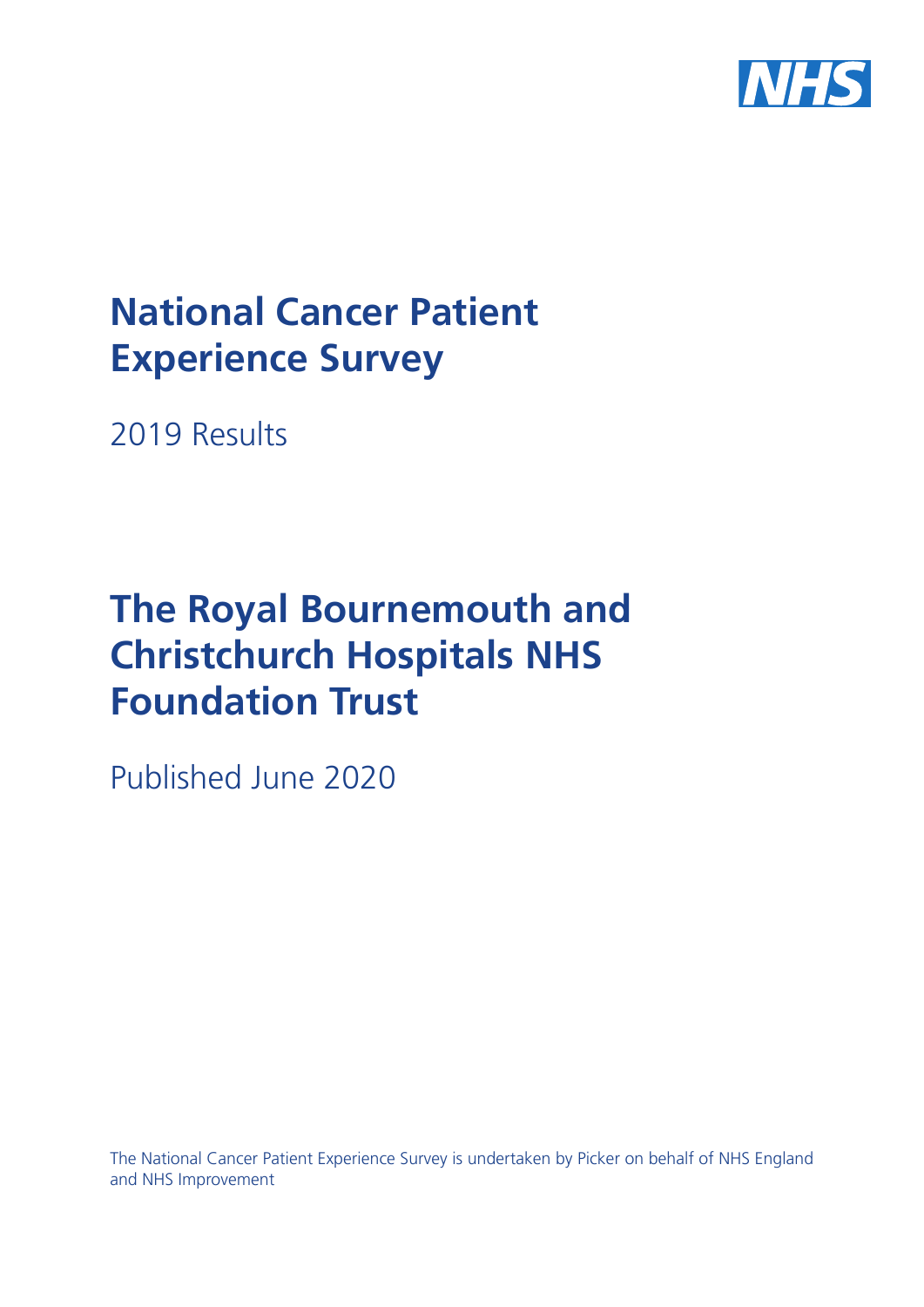# National Cancer Patient Experience Survey

2019 Results

# The Royal Bournemouth and Christchurch Hospitals NHS Foundation Trust

Published June 2020

The National Cancer Patient Experience Survey is undertaken by Picker on behalf of NHS England and NHS Improvement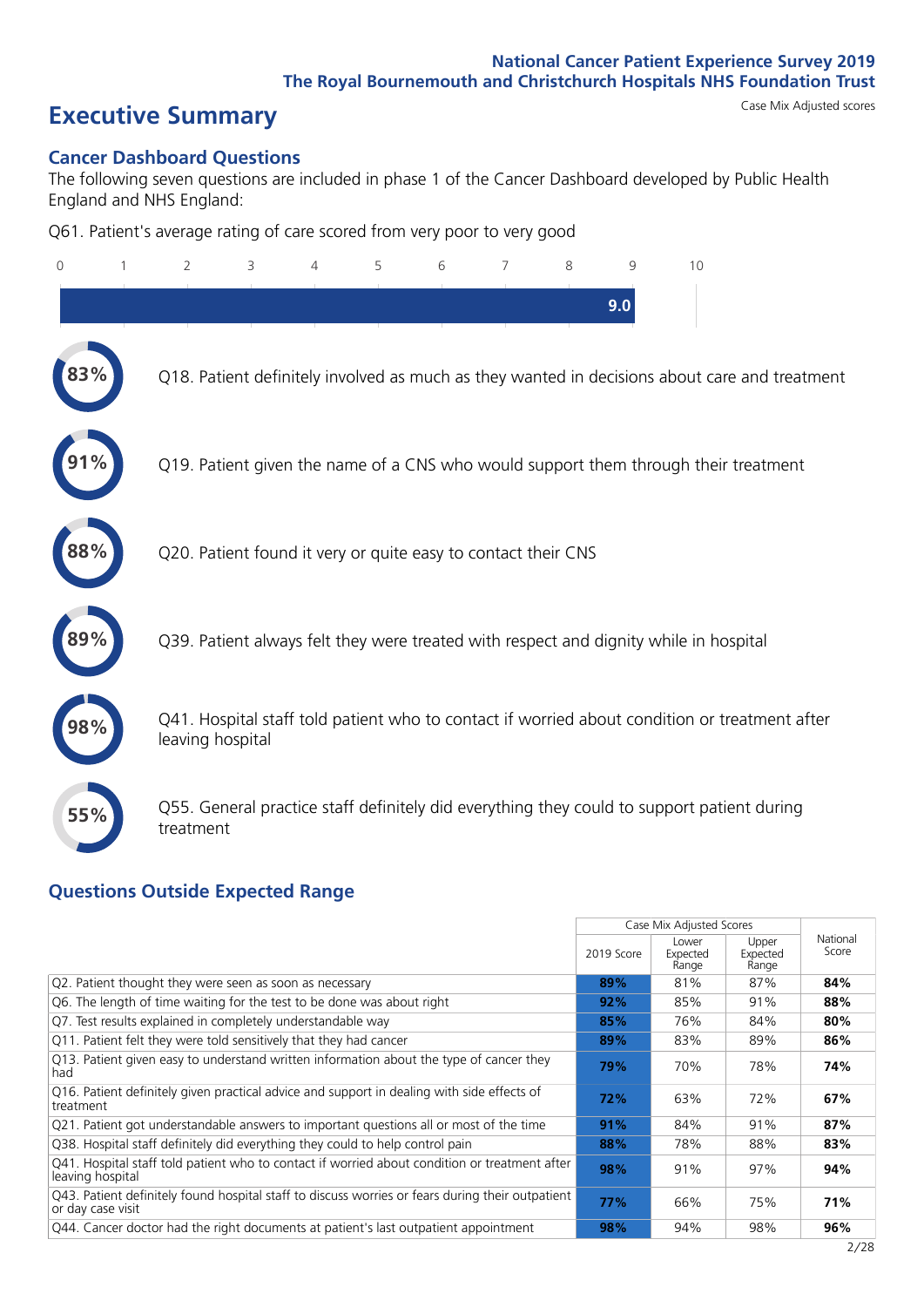# Executive Summary

Case Mix Adjusted scores

## Cancer Dashboard Questions

The following seven questions are included in phase 1 of the Cancer Dashboard developed by Public Health England and NHS England:

Q61. Patient's average rating of care scored from very poor to very good

9.0

83% Q18. Patient definitely involved as much as they wanted in decisions about care and treatment

91% Q19. Patient given the name of a CNS who would support them through their treatment

88% Q20. Patient found it very or quite easy to contact their CNS

89% Q39. Patient always felt they were treated with respect and dignity while in hospital

98% Q41. Hospital staff told patient who to contact if worried about condition or treatment after leaving hospital

55% Q55. General practice staff definitely did everything they could to support patient during treatment

## Questions Outside Expected Range

| | Case Mix Adjusted Scores | | | National Score |
|---|---|---|---|---|
| | 2019 Score | Lower Expected Range | Upper Expected Range | |
| Q2. Patient thought they were seen as soon as necessary | 89% | 81% | 87% | 84% |
| Q6. The length of time waiting for the test to be done was about right | 92% | 85% | 91% | 88% |
| Q7. Test results explained in completely understandable way | 85% | 76% | 84% | 80% |
| Q11. Patient felt they were told sensitively that they had cancer | 89% | 83% | 89% | 86% |
| Q13. Patient given easy to understand written information about the type of cancer they had | 79% | 70% | 78% | 74% |
| Q16. Patient definitely given practical advice and support in dealing with side effects of treatment | 72% | 63% | 72% | 67% |
| Q21. Patient got understandable answers to important questions all or most of the time | 91% | 84% | 91% | 87% |
| Q38. Hospital staff definitely did everything they could to help control pain | 88% | 78% | 88% | 83% |
| Q41. Hospital staff told patient who to contact if worried about condition or treatment after leaving hospital | 98% | 91% | 97% | 94% |
| Q43. Patient definitely found hospital staff to discuss worries or fears during their outpatient or day case visit | 77% | 66% | 75% | 71% |
| Q44. Cancer doctor had the right documents at patient's last outpatient appointment | 98% | 94% | 98% | 96% |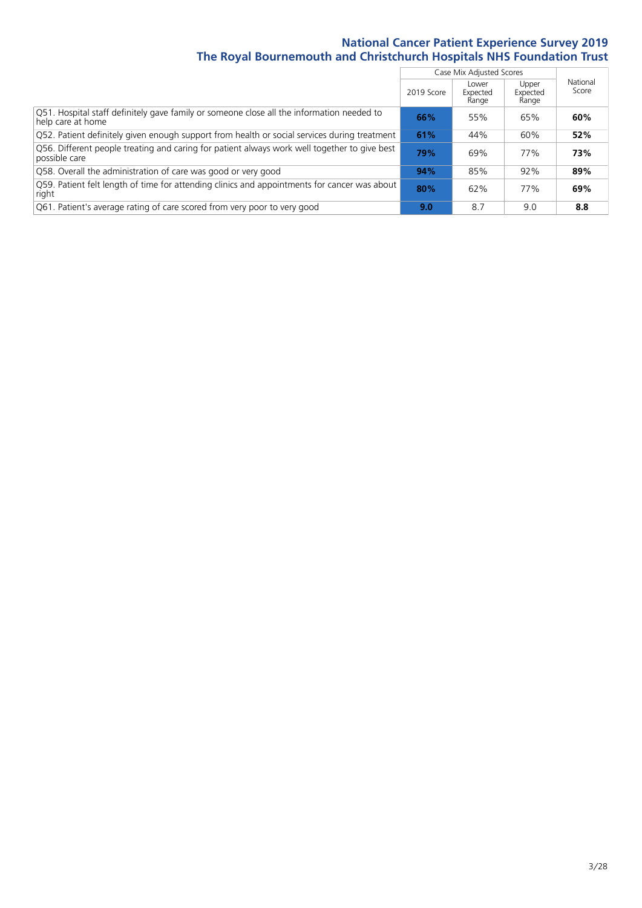# National Cancer Patient Experience Survey 2019
## The Royal Bournemouth and Christchurch Hospitals NHS Foundation Trust

| | Case Mix Adjusted Scores | | | National Score |
|---|---|---|---|---|
| | 2019 Score | Lower Expected Range | Upper Expected Range | |
| Q51. Hospital staff definitely gave family or someone close all the information needed to help care at home | **66%** | 55% | 65% | **60%** |
| Q52. Patient definitely given enough support from health or social services during treatment | **61%** | 44% | 60% | **52%** |
| Q56. Different people treating and caring for patient always work well together to give best possible care | **79%** | 69% | 77% | **73%** |
| Q58. Overall the administration of care was good or very good | **94%** | 85% | 92% | **89%** |
| Q59. Patient felt length of time for attending clinics and appointments for cancer was about right | **80%** | 62% | 77% | **69%** |
| Q61. Patient's average rating of care scored from very poor to very good | **9.0** | 8.7 | 9.0 | **8.8** |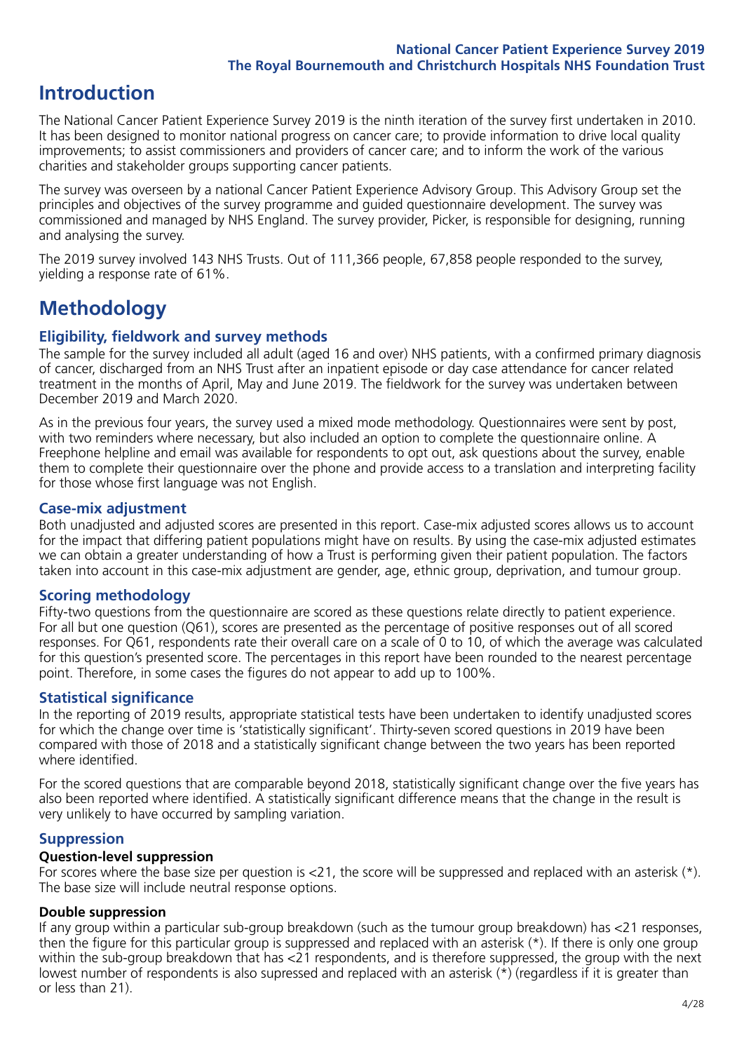# Introduction

The National Cancer Patient Experience Survey 2019 is the ninth iteration of the survey first undertaken in 2010. It has been designed to monitor national progress on cancer care; to provide information to drive local quality improvements; to assist commissioners and providers of cancer care; and to inform the work of the various charities and stakeholder groups supporting cancer patients.

The survey was overseen by a national Cancer Patient Experience Advisory Group. This Advisory Group set the principles and objectives of the survey programme and guided questionnaire development. The survey was commissioned and managed by NHS England. The survey provider, Picker, is responsible for designing, running and analysing the survey.

The 2019 survey involved 143 NHS Trusts. Out of 111,366 people, 67,858 people responded to the survey, yielding a response rate of 61%.

# Methodology

### Eligibility, fieldwork and survey methods

The sample for the survey included all adult (aged 16 and over) NHS patients, with a confirmed primary diagnosis of cancer, discharged from an NHS Trust after an inpatient episode or day case attendance for cancer related treatment in the months of April, May and June 2019. The fieldwork for the survey was undertaken between December 2019 and March 2020.

As in the previous four years, the survey used a mixed mode methodology. Questionnaires were sent by post, with two reminders where necessary, but also included an option to complete the questionnaire online. A Freephone helpline and email was available for respondents to opt out, ask questions about the survey, enable them to complete their questionnaire over the phone and provide access to a translation and interpreting facility for those whose first language was not English.

### Case-mix adjustment

Both unadjusted and adjusted scores are presented in this report. Case-mix adjusted scores allows us to account for the impact that differing patient populations might have on results. By using the case-mix adjusted estimates we can obtain a greater understanding of how a Trust is performing given their patient population. The factors taken into account in this case-mix adjustment are gender, age, ethnic group, deprivation, and tumour group.

### Scoring methodology

Fifty-two questions from the questionnaire are scored as these questions relate directly to patient experience. For all but one question (Q61), scores are presented as the percentage of positive responses out of all scored responses. For Q61, respondents rate their overall care on a scale of 0 to 10, of which the average was calculated for this question's presented score. The percentages in this report have been rounded to the nearest percentage point. Therefore, in some cases the figures do not appear to add up to 100%.

### Statistical significance

In the reporting of 2019 results, appropriate statistical tests have been undertaken to identify unadjusted scores for which the change over time is 'statistically significant'. Thirty-seven scored questions in 2019 have been compared with those of 2018 and a statistically significant change between the two years has been reported where identified.

For the scored questions that are comparable beyond 2018, statistically significant change over the five years has also been reported where identified. A statistically significant difference means that the change in the result is very unlikely to have occurred by sampling variation.

### Suppression

#### Question-level suppression

For scores where the base size per question is <21, the score will be suppressed and replaced with an asterisk (*). The base size will include neutral response options.

#### Double suppression

If any group within a particular sub-group breakdown (such as the tumour group breakdown) has <21 responses, then the figure for this particular group is suppressed and replaced with an asterisk (*). If there is only one group within the sub-group breakdown that has <21 respondents, and is therefore suppressed, the group with the next lowest number of respondents is also supressed and replaced with an asterisk (*) (regardless if it is greater than or less than 21).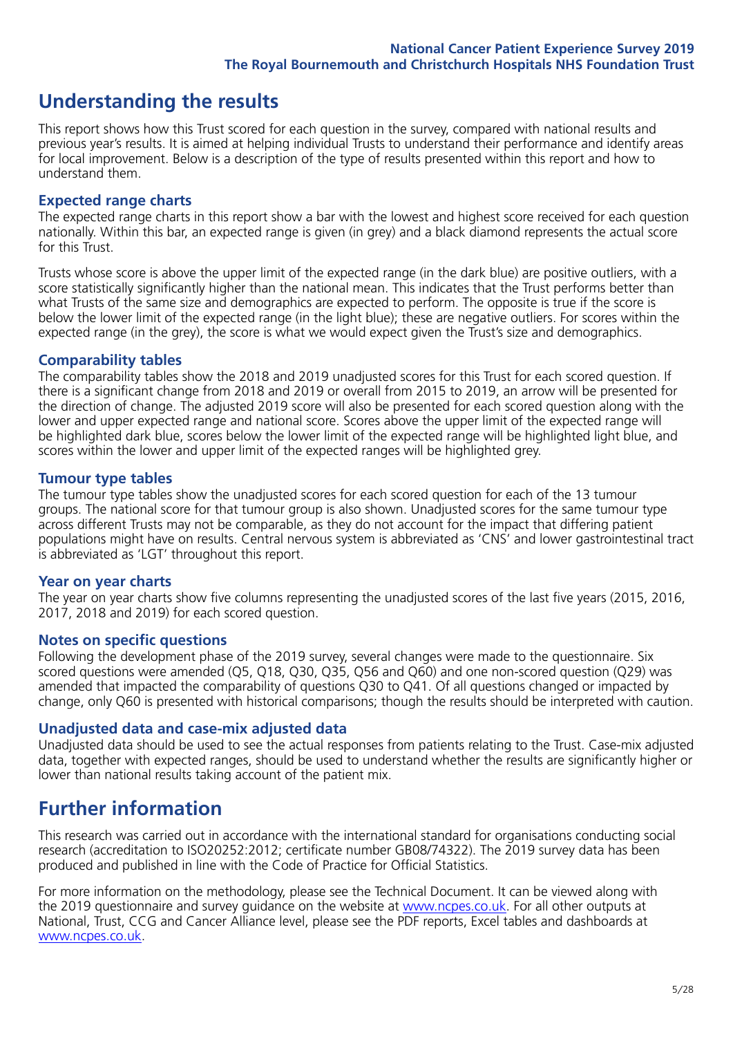# Understanding the results

This report shows how this Trust scored for each question in the survey, compared with national results and previous year's results. It is aimed at helping individual Trusts to understand their performance and identify areas for local improvement. Below is a description of the type of results presented within this report and how to understand them.

### Expected range charts

The expected range charts in this report show a bar with the lowest and highest score received for each question nationally. Within this bar, an expected range is given (in grey) and a black diamond represents the actual score for this Trust.

Trusts whose score is above the upper limit of the expected range (in the dark blue) are positive outliers, with a score statistically significantly higher than the national mean. This indicates that the Trust performs better than what Trusts of the same size and demographics are expected to perform. The opposite is true if the score is below the lower limit of the expected range (in the light blue); these are negative outliers. For scores within the expected range (in the grey), the score is what we would expect given the Trust's size and demographics.

### Comparability tables

The comparability tables show the 2018 and 2019 unadjusted scores for this Trust for each scored question. If there is a significant change from 2018 and 2019 or overall from 2015 to 2019, an arrow will be presented for the direction of change. The adjusted 2019 score will also be presented for each scored question along with the lower and upper expected range and national score. Scores above the upper limit of the expected range will be highlighted dark blue, scores below the lower limit of the expected range will be highlighted light blue, and scores within the lower and upper limit of the expected ranges will be highlighted grey.

### Tumour type tables

The tumour type tables show the unadjusted scores for each scored question for each of the 13 tumour groups. The national score for that tumour group is also shown. Unadjusted scores for the same tumour type across different Trusts may not be comparable, as they do not account for the impact that differing patient populations might have on results. Central nervous system is abbreviated as 'CNS' and lower gastrointestinal tract is abbreviated as 'LGT' throughout this report.

### Year on year charts

The year on year charts show five columns representing the unadjusted scores of the last five years (2015, 2016, 2017, 2018 and 2019) for each scored question.

### Notes on specific questions

Following the development phase of the 2019 survey, several changes were made to the questionnaire. Six scored questions were amended (Q5, Q18, Q30, Q35, Q56 and Q60) and one non-scored question (Q29) was amended that impacted the comparability of questions Q30 to Q41. Of all questions changed or impacted by change, only Q60 is presented with historical comparisons; though the results should be interpreted with caution.

### Unadjusted data and case-mix adjusted data

Unadjusted data should be used to see the actual responses from patients relating to the Trust. Case-mix adjusted data, together with expected ranges, should be used to understand whether the results are significantly higher or lower than national results taking account of the patient mix.

# Further information

This research was carried out in accordance with the international standard for organisations conducting social research (accreditation to ISO20252:2012; certificate number GB08/74322). The 2019 survey data has been produced and published in line with the Code of Practice for Official Statistics.

For more information on the methodology, please see the Technical Document. It can be viewed along with the 2019 questionnaire and survey guidance on the website at www.ncpes.co.uk. For all other outputs at National, Trust, CCG and Cancer Alliance level, please see the PDF reports, Excel tables and dashboards at www.ncpes.co.uk.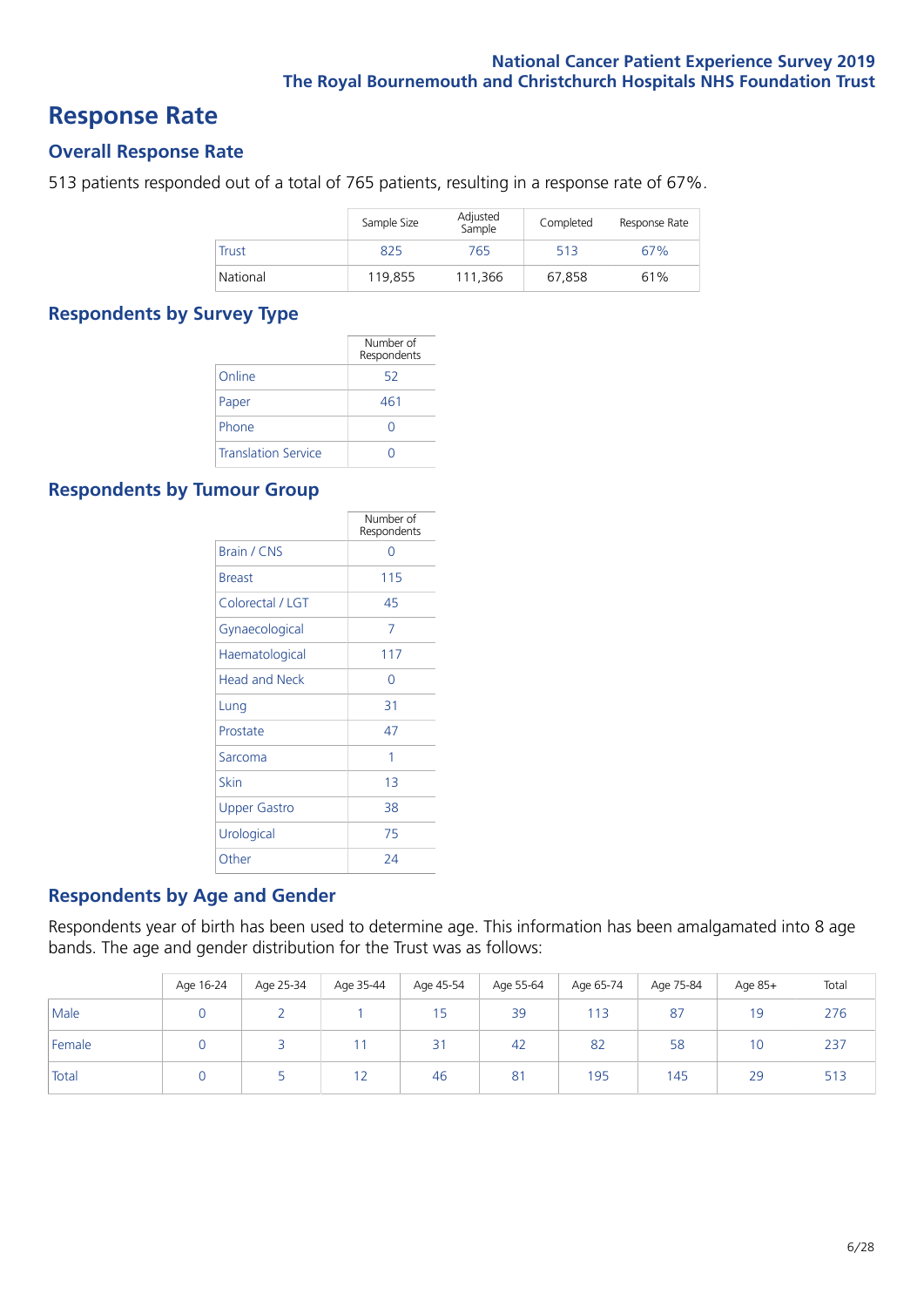# Response Rate

## Overall Response Rate

513 patients responded out of a total of 765 patients, resulting in a response rate of 67%.

| | Sample Size | Adjusted Sample | Completed | Response Rate |
|---|---|---|---|---|
| Trust | 825 | 765 | 513 | 67% |
| National | 119,855 | 111,366 | 67,858 | 61% |

## Respondents by Survey Type

| | Number of Respondents |
|---|---|
| Online | 52 |
| Paper | 461 |
| Phone | 0 |
| Translation Service | 0 |

## Respondents by Tumour Group

| | Number of Respondents |
|---|---|
| Brain / CNS | 0 |
| Breast | 115 |
| Colorectal / LGT | 45 |
| Gynaecological | 7 |
| Haematological | 117 |
| Head and Neck | 0 |
| Lung | 31 |
| Prostate | 47 |
| Sarcoma | 1 |
| Skin | 13 |
| Upper Gastro | 38 |
| Urological | 75 |
| Other | 24 |

## Respondents by Age and Gender

Respondents year of birth has been used to determine age. This information has been amalgamated into 8 age bands. The age and gender distribution for the Trust was as follows:

| | Age 16-24 | Age 25-34 | Age 35-44 | Age 45-54 | Age 55-64 | Age 65-74 | Age 75-84 | Age 85+ | Total |
|---|---|---|---|---|---|---|---|---|---|
| Male | 0 | 2 | 1 | 15 | 39 | 113 | 87 | 19 | 276 |
| Female | 0 | 3 | 11 | 31 | 42 | 82 | 58 | 10 | 237 |
| Total | 0 | 5 | 12 | 46 | 81 | 195 | 145 | 29 | 513 |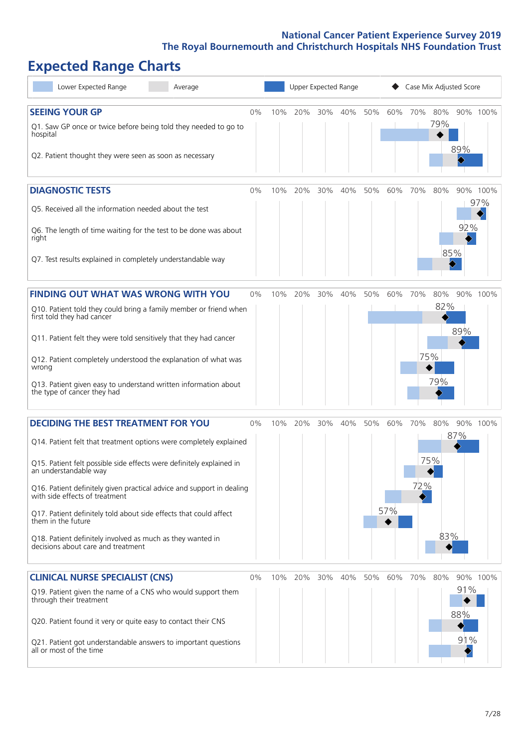# Expected Range Charts

Lower Expected Range | Average | Upper Expected Range | Case Mix Adjusted Score

## SEEING YOUR GP

| Question | Case Mix Adjusted Score |
|---|---|
| Q1. Saw GP once or twice before being told they needed to go to hospital | 79% |
| Q2. Patient thought they were seen as soon as necessary | 89% |

## DIAGNOSTIC TESTS

| Question | Case Mix Adjusted Score |
|---|---|
| Q5. Received all the information needed about the test | 97% |
| Q6. The length of time waiting for the test to be done was about right | 92% |
| Q7. Test results explained in completely understandable way | 85% |

## FINDING OUT WHAT WAS WRONG WITH YOU

| Question | Case Mix Adjusted Score |
|---|---|
| Q10. Patient told they could bring a family member or friend when first told they had cancer | 82% |
| Q11. Patient felt they were told sensitively that they had cancer | 89% |
| Q12. Patient completely understood the explanation of what was wrong | 75% |
| Q13. Patient given easy to understand written information about the type of cancer they had | 79% |

## DECIDING THE BEST TREATMENT FOR YOU

| Question | Case Mix Adjusted Score |
|---|---|
| Q14. Patient felt that treatment options were completely explained | 87% |
| Q15. Patient felt possible side effects were definitely explained in an understandable way | 75% |
| Q16. Patient definitely given practical advice and support in dealing with side effects of treatment | 72% |
| Q17. Patient definitely told about side effects that could affect them in the future | 57% |
| Q18. Patient definitely involved as much as they wanted in decisions about care and treatment | 83% |

## CLINICAL NURSE SPECIALIST (CNS)

| Question | Case Mix Adjusted Score |
|---|---|
| Q19. Patient given the name of a CNS who would support them through their treatment | 91% |
| Q20. Patient found it very or quite easy to contact their CNS | 88% |
| Q21. Patient got understandable answers to important questions all or most of the time | 91% |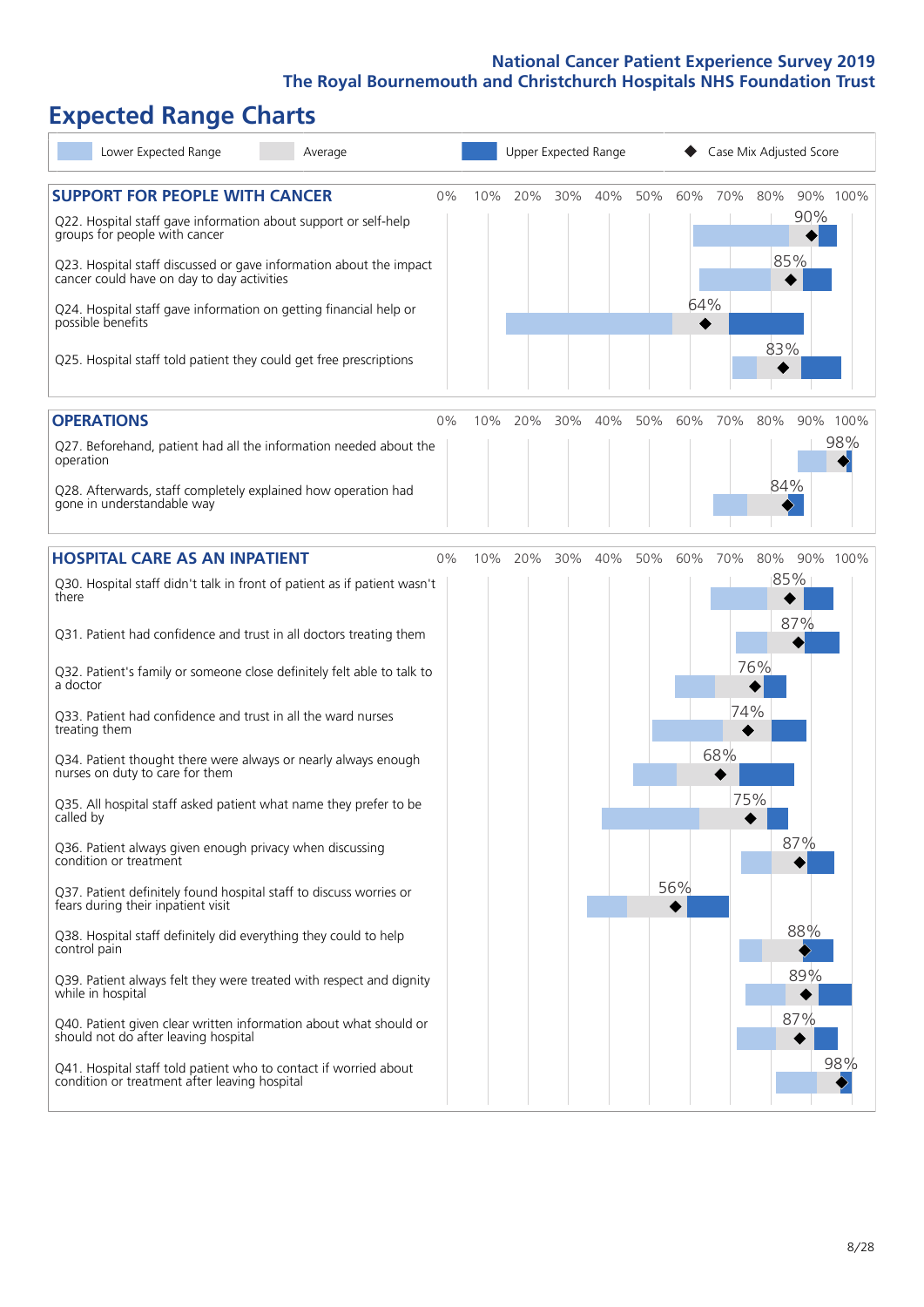# Expected Range Charts

Lower Expected Range | Average | Upper Expected Range | Case Mix Adjusted Score

## SUPPORT FOR PEOPLE WITH CANCER

| Question | Case Mix Adjusted Score |
|---|---|
| Q22. Hospital staff gave information about support or self-help groups for people with cancer | 90% |
| Q23. Hospital staff discussed or gave information about the impact cancer could have on day to day activities | 85% |
| Q24. Hospital staff gave information on getting financial help or possible benefits | 64% |
| Q25. Hospital staff told patient they could get free prescriptions | 83% |

## OPERATIONS

| Question | Case Mix Adjusted Score |
|---|---|
| Q27. Beforehand, patient had all the information needed about the operation | 98% |
| Q28. Afterwards, staff completely explained how operation had gone in understandable way | 84% |

## HOSPITAL CARE AS AN INPATIENT

| Question | Case Mix Adjusted Score |
|---|---|
| Q30. Hospital staff didn't talk in front of patient as if patient wasn't there | 85% |
| Q31. Patient had confidence and trust in all doctors treating them | 87% |
| Q32. Patient's family or someone close definitely felt able to talk to a doctor | 76% |
| Q33. Patient had confidence and trust in all the ward nurses treating them | 74% |
| Q34. Patient thought there were always or nearly always enough nurses on duty to care for them | 68% |
| Q35. All hospital staff asked patient what name they prefer to be called by | 75% |
| Q36. Patient always given enough privacy when discussing condition or treatment | 87% |
| Q37. Patient definitely found hospital staff to discuss worries or fears during their inpatient visit | 56% |
| Q38. Hospital staff definitely did everything they could to help control pain | 88% |
| Q39. Patient always felt they were treated with respect and dignity while in hospital | 89% |
| Q40. Patient given clear written information about what should or should not do after leaving hospital | 87% |
| Q41. Hospital staff told patient who to contact if worried about condition or treatment after leaving hospital | 98% |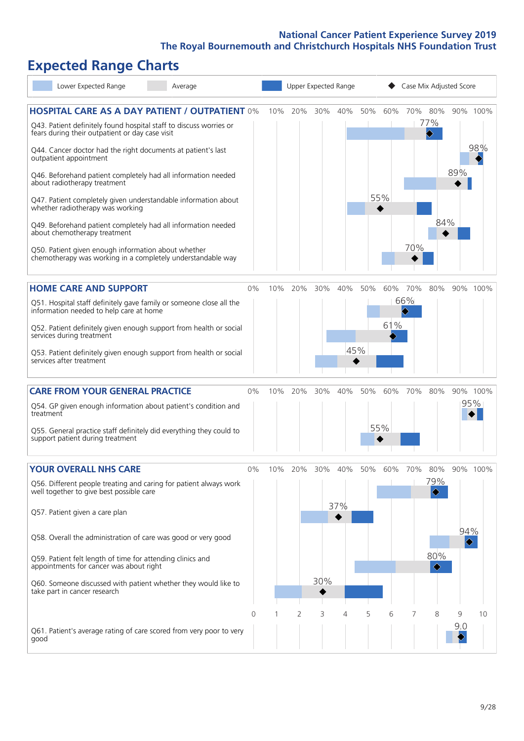# Expected Range Charts

Lower Expected Range | Average | Upper Expected Range | Case Mix Adjusted Score

## HOSPITAL CARE AS A DAY PATIENT / OUTPATIENT

| Question | Case Mix Adjusted Score |
|---|---|
| Q43. Patient definitely found hospital staff to discuss worries or fears during their outpatient or day case visit | 77% |
| Q44. Cancer doctor had the right documents at patient's last outpatient appointment | 98% |
| Q46. Beforehand patient completely had all information needed about radiotherapy treatment | 89% |
| Q47. Patient completely given understandable information about whether radiotherapy was working | 55% |
| Q49. Beforehand patient completely had all information needed about chemotherapy treatment | 84% |
| Q50. Patient given enough information about whether chemotherapy was working in a completely understandable way | 70% |

## HOME CARE AND SUPPORT

| Question | Case Mix Adjusted Score |
|---|---|
| Q51. Hospital staff definitely gave family or someone close all the information needed to help care at home | 66% |
| Q52. Patient definitely given enough support from health or social services during treatment | 61% |
| Q53. Patient definitely given enough support from health or social services after treatment | 45% |

## CARE FROM YOUR GENERAL PRACTICE

| Question | Case Mix Adjusted Score |
|---|---|
| Q54. GP given enough information about patient's condition and treatment | 95% |
| Q55. General practice staff definitely did everything they could to support patient during treatment | 55% |

## YOUR OVERALL NHS CARE

| Question | Case Mix Adjusted Score |
|---|---|
| Q56. Different people treating and caring for patient always work well together to give best possible care | 79% |
| Q57. Patient given a care plan | 37% |
| Q58. Overall the administration of care was good or very good | 94% |
| Q59. Patient felt length of time for attending clinics and appointments for cancer was about right | 80% |
| Q60. Someone discussed with patient whether they would like to take part in cancer research | 30% |
| Q61. Patient's average rating of care scored from very poor to very good | 9.0 |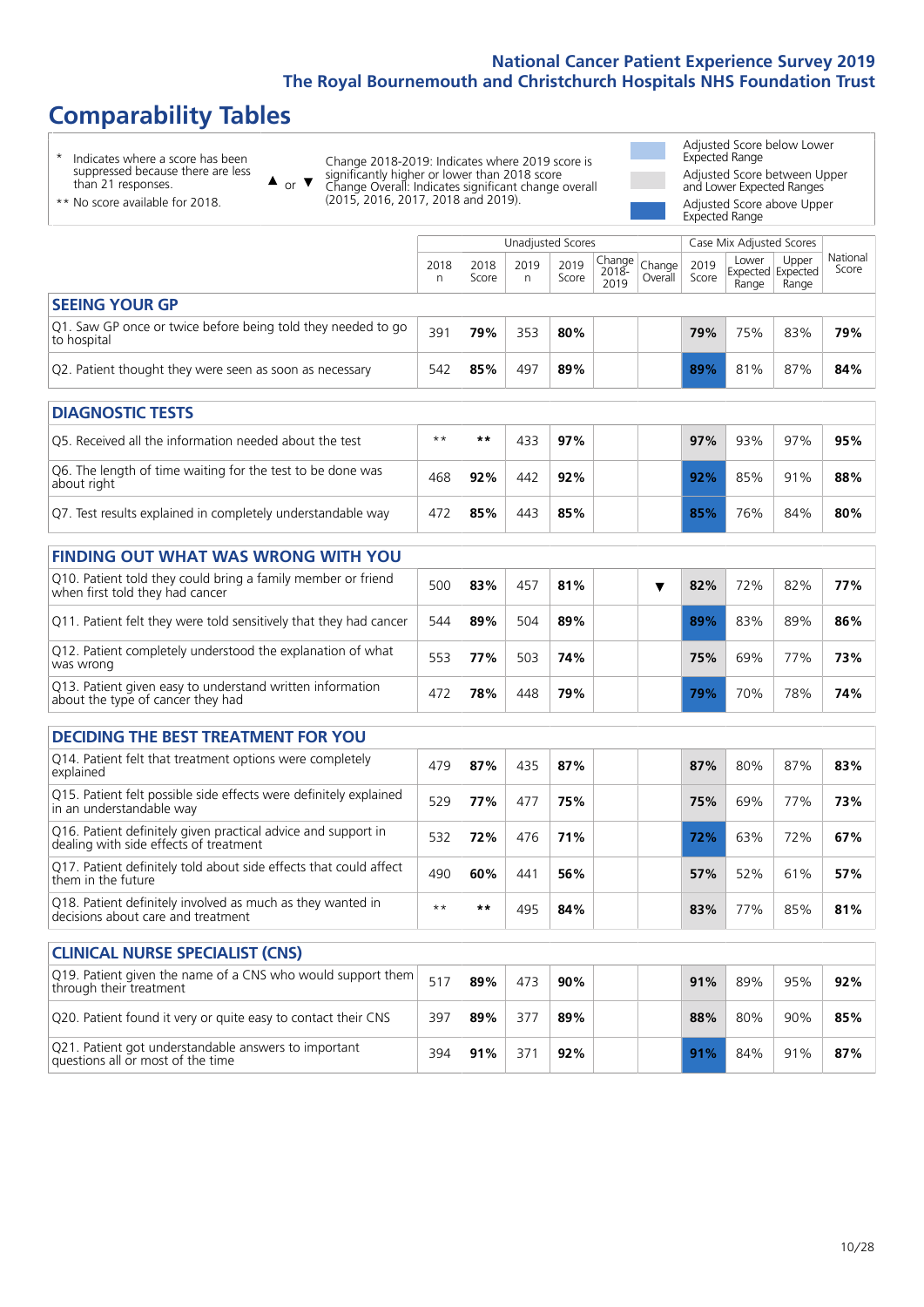# Comparability Tables

- \* Indicates where a score has been suppressed because there are less than 21 responses.
- \*\* No score available for 2018.

▲ or ▼ Change 2018-2019: Indicates where 2019 score is significantly higher or lower than 2018 score. Change Overall: Indicates significant change overall (2015, 2016, 2017, 2018 and 2019).

- Adjusted Score below Lower Expected Range
- Adjusted Score between Upper and Lower Expected Ranges
- Adjusted Score above Upper Expected Range

| | Unadjusted Scores | | | | | | Case Mix Adjusted Scores | | | |
|---|---|---|---|---|---|---|---|---|---|---|
| | 2018 n | 2018 Score | 2019 n | 2019 Score | Change 2018-2019 | Change Overall | 2019 Score | Lower Expected Range | Upper Expected Range | National Score |
| **SEEING YOUR GP** | | | | | | | | | | |
| Q1. Saw GP once or twice before being told they needed to go to hospital | 391 | **79%** | 353 | **80%** | | | **79%** | 75% | 83% | **79%** |
| Q2. Patient thought they were seen as soon as necessary | 542 | **85%** | 497 | **89%** | | | **89%** | 81% | 87% | **84%** |
| **DIAGNOSTIC TESTS** | | | | | | | | | | |
| Q5. Received all the information needed about the test | ** | ** | 433 | **97%** | | | **97%** | 93% | 97% | **95%** |
| Q6. The length of time waiting for the test to be done was about right | 468 | **92%** | 442 | **92%** | | | **92%** | 85% | 91% | **88%** |
| Q7. Test results explained in completely understandable way | 472 | **85%** | 443 | **85%** | | | **85%** | 76% | 84% | **80%** |
| **FINDING OUT WHAT WAS WRONG WITH YOU** | | | | | | | | | | |
| Q10. Patient told they could bring a family member or friend when first told they had cancer | 500 | **83%** | 457 | **81%** | | ▼ | **82%** | 72% | 82% | **77%** |
| Q11. Patient felt they were told sensitively that they had cancer | 544 | **89%** | 504 | **89%** | | | **89%** | 83% | 89% | **86%** |
| Q12. Patient completely understood the explanation of what was wrong | 553 | **77%** | 503 | **74%** | | | **75%** | 69% | 77% | **73%** |
| Q13. Patient given easy to understand written information about the type of cancer they had | 472 | **78%** | 448 | **79%** | | | **79%** | 70% | 78% | **74%** |
| **DECIDING THE BEST TREATMENT FOR YOU** | | | | | | | | | | |
| Q14. Patient felt that treatment options were completely explained | 479 | **87%** | 435 | **87%** | | | **87%** | 80% | 87% | **83%** |
| Q15. Patient felt possible side effects were definitely explained in an understandable way | 529 | **77%** | 477 | **75%** | | | **75%** | 69% | 77% | **73%** |
| Q16. Patient definitely given practical advice and support in dealing with side effects of treatment | 532 | **72%** | 476 | **71%** | | | **72%** | 63% | 72% | **67%** |
| Q17. Patient definitely told about side effects that could affect them in the future | 490 | **60%** | 441 | **56%** | | | **57%** | 52% | 61% | **57%** |
| Q18. Patient definitely involved as much as they wanted in decisions about care and treatment | ** | ** | 495 | **84%** | | | **83%** | 77% | 85% | **81%** |
| **CLINICAL NURSE SPECIALIST (CNS)** | | | | | | | | | | |
| Q19. Patient given the name of a CNS who would support them through their treatment | 517 | **89%** | 473 | **90%** | | | **91%** | 89% | 95% | **92%** |
| Q20. Patient found it very or quite easy to contact their CNS | 397 | **89%** | 377 | **89%** | | | **88%** | 80% | 90% | **85%** |
| Q21. Patient got understandable answers to important questions all or most of the time | 394 | **91%** | 371 | **92%** | | | **91%** | 84% | 91% | **87%** |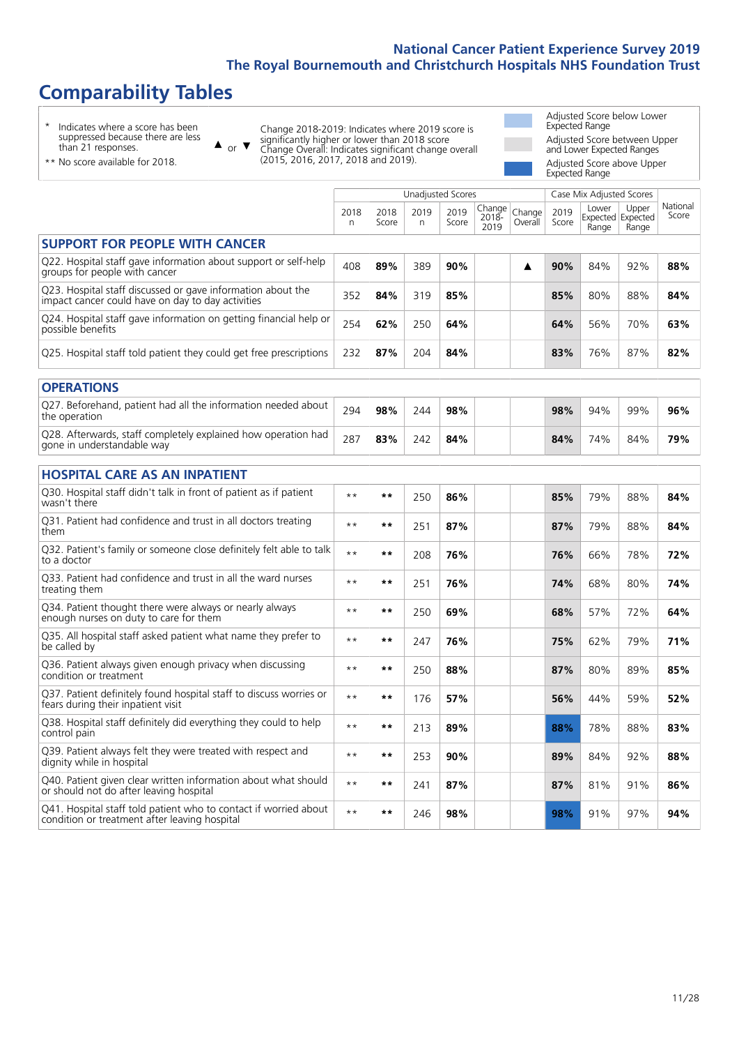# Comparability Tables

\* Indicates where a score has been suppressed because there are less than 21 responses.

\*\* No score available for 2018.

▲ or ▼ Change 2018-2019: Indicates where 2019 score is significantly higher or lower than 2018 score. Change Overall: Indicates significant change overall (2015, 2016, 2017, 2018 and 2019).

Adjusted Score below Lower Expected Range

Adjusted Score between Upper and Lower Expected Ranges

Adjusted Score above Upper Expected Range

| | Unadjusted Scores | | | | | | Case Mix Adjusted Scores | | | National Score |
|---|---|---|---|---|---|---|---|---|---|---|
| | 2018 n | 2018 Score | 2019 n | 2019 Score | Change 2018-2019 | Change Overall | 2019 Score | Lower Expected Range | Upper Expected Range | National Score |
| **SUPPORT FOR PEOPLE WITH CANCER** | | | | | | | | | | |
| Q22. Hospital staff gave information about support or self-help groups for people with cancer | 408 | **89%** | 389 | **90%** | | ▲ | **90%** | 84% | 92% | **88%** |
| Q23. Hospital staff discussed or gave information about the impact cancer could have on day to day activities | 352 | **84%** | 319 | **85%** | | | **85%** | 80% | 88% | **84%** |
| Q24. Hospital staff gave information on getting financial help or possible benefits | 254 | **62%** | 250 | **64%** | | | **64%** | 56% | 70% | **63%** |
| Q25. Hospital staff told patient they could get free prescriptions | 232 | **87%** | 204 | **84%** | | | **83%** | 76% | 87% | **82%** |
| **OPERATIONS** | | | | | | | | | | |
| Q27. Beforehand, patient had all the information needed about the operation | 294 | **98%** | 244 | **98%** | | | **98%** | 94% | 99% | **96%** |
| Q28. Afterwards, staff completely explained how operation had gone in understandable way | 287 | **83%** | 242 | **84%** | | | **84%** | 74% | 84% | **79%** |
| **HOSPITAL CARE AS AN INPATIENT** | | | | | | | | | | |
| Q30. Hospital staff didn't talk in front of patient as if patient wasn't there | ** | ** | 250 | **86%** | | | **85%** | 79% | 88% | **84%** |
| Q31. Patient had confidence and trust in all doctors treating them | ** | ** | 251 | **87%** | | | **87%** | 79% | 88% | **84%** |
| Q32. Patient's family or someone close definitely felt able to talk to a doctor | ** | ** | 208 | **76%** | | | **76%** | 66% | 78% | **72%** |
| Q33. Patient had confidence and trust in all the ward nurses treating them | ** | ** | 251 | **76%** | | | **74%** | 68% | 80% | **74%** |
| Q34. Patient thought there were always or nearly always enough nurses on duty to care for them | ** | ** | 250 | **69%** | | | **68%** | 57% | 72% | **64%** |
| Q35. All hospital staff asked patient what name they prefer to be called by | ** | ** | 247 | **76%** | | | **75%** | 62% | 79% | **71%** |
| Q36. Patient always given enough privacy when discussing condition or treatment | ** | ** | 250 | **88%** | | | **87%** | 80% | 89% | **85%** |
| Q37. Patient definitely found hospital staff to discuss worries or fears during their inpatient visit | ** | ** | 176 | **57%** | | | **56%** | 44% | 59% | **52%** |
| Q38. Hospital staff definitely did everything they could to help control pain | ** | ** | 213 | **89%** | | | **88%** | 78% | 88% | **83%** |
| Q39. Patient always felt they were treated with respect and dignity while in hospital | ** | ** | 253 | **90%** | | | **89%** | 84% | 92% | **88%** |
| Q40. Patient given clear written information about what should or should not do after leaving hospital | ** | ** | 241 | **87%** | | | **87%** | 81% | 91% | **86%** |
| Q41. Hospital staff told patient who to contact if worried about condition or treatment after leaving hospital | ** | ** | 246 | **98%** | | | **98%** | 91% | 97% | **94%** |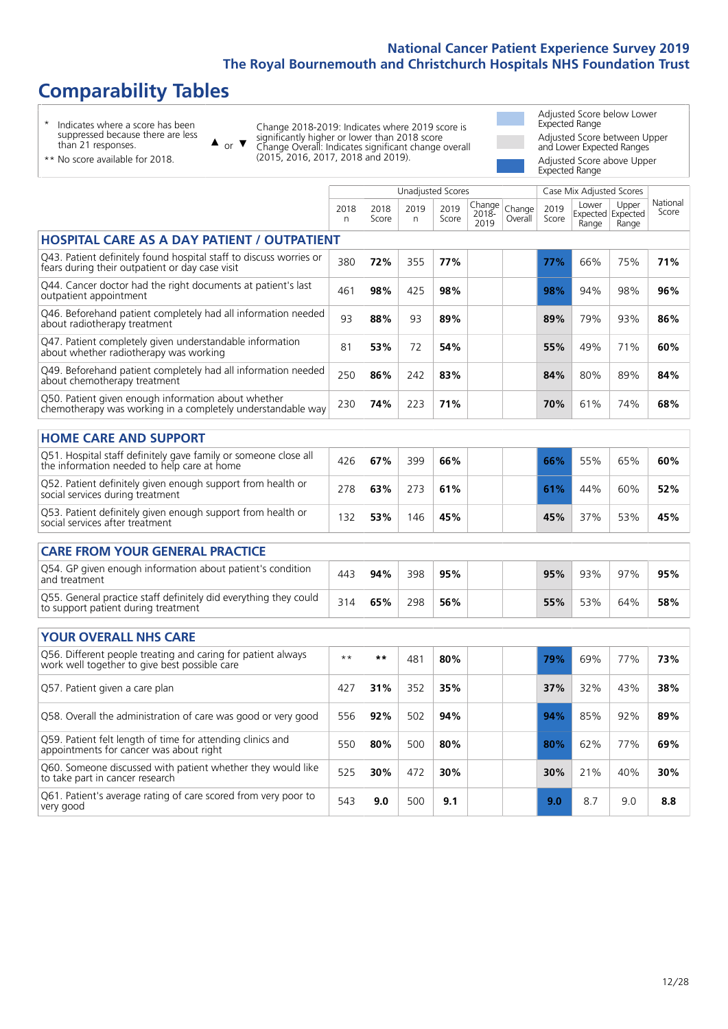# Comparability Tables

\* Indicates where a score has been suppressed because there are less than 21 responses.

\*\* No score available for 2018.

▲ or ▼ Change 2018-2019: Indicates where 2019 score is significantly higher or lower than 2018 score. Change Overall: Indicates significant change overall (2015, 2016, 2017, 2018 and 2019).

Adjusted Score below Lower Expected Range

Adjusted Score between Upper and Lower Expected Ranges

Adjusted Score above Upper Expected Range

| | Unadjusted Scores | | | | | | Case Mix Adjusted Scores | | | |
|---|---|---|---|---|---|---|---|---|---|---|
| | 2018 n | 2018 Score | 2019 n | 2019 Score | Change 2018-2019 | Change Overall | 2019 Score | Lower Expected Range | Upper Expected Range | National Score |
| **HOSPITAL CARE AS A DAY PATIENT / OUTPATIENT** | | | | | | | | | | |
| Q43. Patient definitely found hospital staff to discuss worries or fears during their outpatient or day case visit | 380 | 72% | 355 | 77% | | | 77% | 66% | 75% | 71% |
| Q44. Cancer doctor had the right documents at patient's last outpatient appointment | 461 | 98% | 425 | 98% | | | 98% | 94% | 98% | 96% |
| Q46. Beforehand patient completely had all information needed about radiotherapy treatment | 93 | 88% | 93 | 89% | | | 89% | 79% | 93% | 86% |
| Q47. Patient completely given understandable information about whether radiotherapy was working | 81 | 53% | 72 | 54% | | | 55% | 49% | 71% | 60% |
| Q49. Beforehand patient completely had all information needed about chemotherapy treatment | 250 | 86% | 242 | 83% | | | 84% | 80% | 89% | 84% |
| Q50. Patient given enough information about whether chemotherapy was working in a completely understandable way | 230 | 74% | 223 | 71% | | | 70% | 61% | 74% | 68% |
| **HOME CARE AND SUPPORT** | | | | | | | | | | |
| Q51. Hospital staff definitely gave family or someone close all the information needed to help care at home | 426 | 67% | 399 | 66% | | | 66% | 55% | 65% | 60% |
| Q52. Patient definitely given enough support from health or social services during treatment | 278 | 63% | 273 | 61% | | | 61% | 44% | 60% | 52% |
| Q53. Patient definitely given enough support from health or social services after treatment | 132 | 53% | 146 | 45% | | | 45% | 37% | 53% | 45% |
| **CARE FROM YOUR GENERAL PRACTICE** | | | | | | | | | | |
| Q54. GP given enough information about patient's condition and treatment | 443 | 94% | 398 | 95% | | | 95% | 93% | 97% | 95% |
| Q55. General practice staff definitely did everything they could to support patient during treatment | 314 | 65% | 298 | 56% | | | 55% | 53% | 64% | 58% |
| **YOUR OVERALL NHS CARE** | | | | | | | | | | |
| Q56. Different people treating and caring for patient always work well together to give best possible care | ** | ** | 481 | 80% | | | 79% | 69% | 77% | 73% |
| Q57. Patient given a care plan | 427 | 31% | 352 | 35% | | | 37% | 32% | 43% | 38% |
| Q58. Overall the administration of care was good or very good | 556 | 92% | 502 | 94% | | | 94% | 85% | 92% | 89% |
| Q59. Patient felt length of time for attending clinics and appointments for cancer was about right | 550 | 80% | 500 | 80% | | | 80% | 62% | 77% | 69% |
| Q60. Someone discussed with patient whether they would like to take part in cancer research | 525 | 30% | 472 | 30% | | | 30% | 21% | 40% | 30% |
| Q61. Patient's average rating of care scored from very poor to very good | 543 | 9.0 | 500 | 9.1 | | | 9.0 | 8.7 | 9.0 | 8.8 |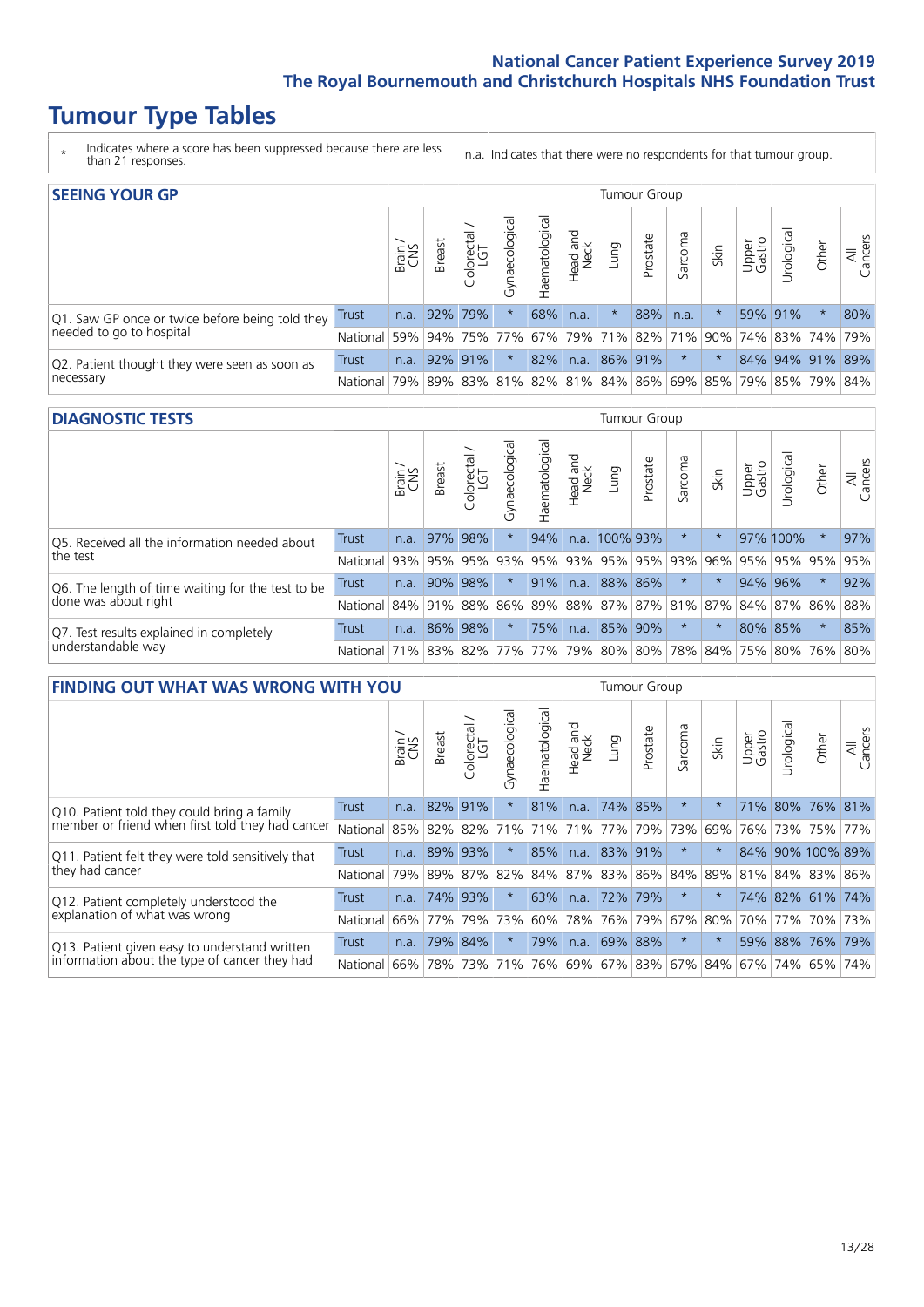# Tumour Type Tables

\* Indicates where a score has been suppressed because there are less than 21 responses.

n.a. Indicates that there were no respondents for that tumour group.

## SEEING YOUR GP

| | | Brain / CNS | Breast | Colorectal / LGT | Gynaecological | Haematological | Head and Neck | Lung | Prostate | Sarcoma | Skin | Upper Gastro | Urological | Other | All Cancers |
|---|---|---|---|---|---|---|---|---|---|---|---|---|---|---|---|
| Q1. Saw GP once or twice before being told they needed to go to hospital | Trust | n.a. | 92% | 79% | * | 68% | n.a. | * | 88% | n.a. | * | 59% | 91% | * | 80% |
| | National | 59% | 94% | 75% | 77% | 67% | 79% | 71% | 82% | 71% | 90% | 74% | 83% | 74% | 79% |
| Q2. Patient thought they were seen as soon as necessary | Trust | n.a. | 92% | 91% | * | 82% | n.a. | 86% | 91% | * | * | 84% | 94% | 91% | 89% |
| | National | 79% | 89% | 83% | 81% | 82% | 81% | 84% | 86% | 69% | 85% | 79% | 85% | 79% | 84% |

## DIAGNOSTIC TESTS

| | | Brain / CNS | Breast | Colorectal / LGT | Gynaecological | Haematological | Head and Neck | Lung | Prostate | Sarcoma | Skin | Upper Gastro | Urological | Other | All Cancers |
|---|---|---|---|---|---|---|---|---|---|---|---|---|---|---|---|
| Q5. Received all the information needed about the test | Trust | n.a. | 97% | 98% | * | 94% | n.a. | 100% | 93% | * | * | 97% | 100% | * | 97% |
| | National | 93% | 95% | 95% | 93% | 95% | 93% | 95% | 95% | 93% | 96% | 95% | 95% | 95% | 95% |
| Q6. The length of time waiting for the test to be done was about right | Trust | n.a. | 90% | 98% | * | 91% | n.a. | 88% | 86% | * | * | 94% | 96% | * | 92% |
| | National | 84% | 91% | 88% | 86% | 89% | 88% | 87% | 87% | 81% | 87% | 84% | 87% | 86% | 88% |
| Q7. Test results explained in completely understandable way | Trust | n.a. | 86% | 98% | * | 75% | n.a. | 85% | 90% | * | * | 80% | 85% | * | 85% |
| | National | 71% | 83% | 82% | 77% | 77% | 79% | 80% | 80% | 78% | 84% | 75% | 80% | 76% | 80% |

## FINDING OUT WHAT WAS WRONG WITH YOU

| | | Brain / CNS | Breast | Colorectal / LGT | Gynaecological | Haematological | Head and Neck | Lung | Prostate | Sarcoma | Skin | Upper Gastro | Urological | Other | All Cancers |
|---|---|---|---|---|---|---|---|---|---|---|---|---|---|---|---|
| Q10. Patient told they could bring a family member or friend when first told they had cancer | Trust | n.a. | 82% | 91% | * | 81% | n.a. | 74% | 85% | * | * | 71% | 80% | 76% | 81% |
| | National | 85% | 82% | 82% | 71% | 71% | 71% | 77% | 79% | 73% | 69% | 76% | 73% | 75% | 77% |
| Q11. Patient felt they were told sensitively that they had cancer | Trust | n.a. | 89% | 93% | * | 85% | n.a. | 83% | 91% | * | * | 84% | 90% | 100% | 89% |
| | National | 79% | 89% | 87% | 82% | 84% | 87% | 83% | 86% | 84% | 89% | 81% | 84% | 83% | 86% |
| Q12. Patient completely understood the explanation of what was wrong | Trust | n.a. | 74% | 93% | * | 63% | n.a. | 72% | 79% | * | * | 74% | 82% | 61% | 74% |
| | National | 66% | 77% | 79% | 73% | 60% | 78% | 76% | 79% | 67% | 80% | 70% | 77% | 70% | 73% |
| Q13. Patient given easy to understand written information about the type of cancer they had | Trust | n.a. | 79% | 84% | * | 79% | n.a. | 69% | 88% | * | * | 59% | 88% | 76% | 79% |
| | National | 66% | 78% | 73% | 71% | 76% | 69% | 67% | 83% | 67% | 84% | 67% | 74% | 65% | 74% |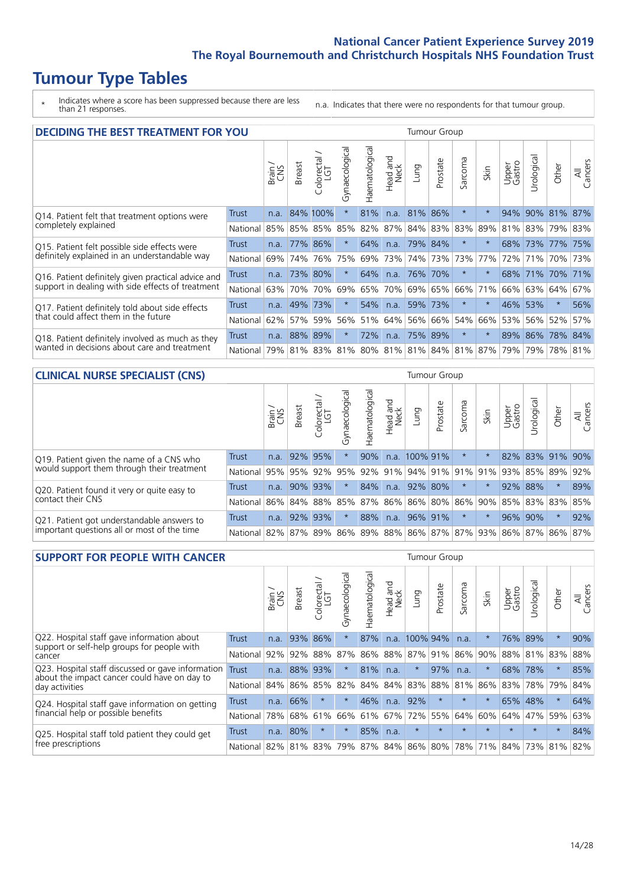# Tumour Type Tables

\* Indicates where a score has been suppressed because there are less than 21 responses.

n.a. Indicates that there were no respondents for that tumour group.

## DECIDING THE BEST TREATMENT FOR YOU

| | | Brain / CNS | Breast | Colorectal / LGT | Gynaecological | Haematological | Head and Neck | Lung | Prostate | Sarcoma | Skin | Upper Gastro | Urological | Other | All Cancers |
|---|---|---|---|---|---|---|---|---|---|---|---|---|---|---|---|
| Q14. Patient felt that treatment options were completely explained | Trust | n.a. | 84% | 100% | * | 81% | n.a. | 81% | 86% | * | * | 94% | 90% | 81% | 87% |
| | National | 85% | 85% | 85% | 85% | 82% | 87% | 84% | 83% | 83% | 89% | 81% | 83% | 79% | 83% |
| Q15. Patient felt possible side effects were definitely explained in an understandable way | Trust | n.a. | 77% | 86% | * | 64% | n.a. | 79% | 84% | * | * | 68% | 73% | 77% | 75% |
| | National | 69% | 74% | 76% | 75% | 69% | 73% | 74% | 73% | 73% | 77% | 72% | 71% | 70% | 73% |
| Q16. Patient definitely given practical advice and support in dealing with side effects of treatment | Trust | n.a. | 73% | 80% | * | 64% | n.a. | 76% | 70% | * | * | 68% | 71% | 70% | 71% |
| | National | 63% | 70% | 70% | 69% | 65% | 70% | 69% | 65% | 66% | 71% | 66% | 63% | 64% | 67% |
| Q17. Patient definitely told about side effects that could affect them in the future | Trust | n.a. | 49% | 73% | * | 54% | n.a. | 59% | 73% | * | * | 46% | 53% | * | 56% |
| | National | 62% | 57% | 59% | 56% | 51% | 64% | 56% | 66% | 54% | 66% | 53% | 56% | 52% | 57% |
| Q18. Patient definitely involved as much as they wanted in decisions about care and treatment | Trust | n.a. | 88% | 89% | * | 72% | n.a. | 75% | 89% | * | * | 89% | 86% | 78% | 84% |
| | National | 79% | 81% | 83% | 81% | 80% | 81% | 81% | 84% | 81% | 87% | 79% | 79% | 78% | 81% |

## CLINICAL NURSE SPECIALIST (CNS)

| | | Brain / CNS | Breast | Colorectal / LGT | Gynaecological | Haematological | Head and Neck | Lung | Prostate | Sarcoma | Skin | Upper Gastro | Urological | Other | All Cancers |
|---|---|---|---|---|---|---|---|---|---|---|---|---|---|---|---|
| Q19. Patient given the name of a CNS who would support them through their treatment | Trust | n.a. | 92% | 95% | * | 90% | n.a. | 100% | 91% | * | * | 82% | 83% | 91% | 90% |
| | National | 95% | 95% | 92% | 95% | 92% | 91% | 94% | 91% | 91% | 91% | 93% | 85% | 89% | 92% |
| Q20. Patient found it very or quite easy to contact their CNS | Trust | n.a. | 90% | 93% | * | 84% | n.a. | 92% | 80% | * | * | 92% | 88% | * | 89% |
| | National | 86% | 84% | 88% | 85% | 87% | 86% | 86% | 80% | 86% | 90% | 85% | 83% | 83% | 85% |
| Q21. Patient got understandable answers to important questions all or most of the time | Trust | n.a. | 92% | 93% | * | 88% | n.a. | 96% | 91% | * | * | 96% | 90% | * | 92% |
| | National | 82% | 87% | 89% | 86% | 89% | 88% | 86% | 87% | 87% | 93% | 86% | 87% | 86% | 87% |

## SUPPORT FOR PEOPLE WITH CANCER

| | | Brain / CNS | Breast | Colorectal / LGT | Gynaecological | Haematological | Head and Neck | Lung | Prostate | Sarcoma | Skin | Upper Gastro | Urological | Other | All Cancers |
|---|---|---|---|---|---|---|---|---|---|---|---|---|---|---|---|
| Q22. Hospital staff gave information about support or self-help groups for people with cancer | Trust | n.a. | 93% | 86% | * | 87% | n.a. | 100% | 94% | n.a. | * | 76% | 89% | * | 90% |
| | National | 92% | 92% | 88% | 87% | 86% | 88% | 87% | 91% | 86% | 90% | 88% | 81% | 83% | 88% |
| Q23. Hospital staff discussed or gave information about the impact cancer could have on day to day activities | Trust | n.a. | 88% | 93% | * | 81% | n.a. | * | 97% | n.a. | * | 68% | 78% | * | 85% |
| | National | 84% | 86% | 85% | 82% | 84% | 84% | 83% | 88% | 81% | 86% | 83% | 78% | 79% | 84% |
| Q24. Hospital staff gave information on getting financial help or possible benefits | Trust | n.a. | 66% | * | * | 46% | n.a. | 92% | * | * | * | 65% | 48% | * | 64% |
| | National | 78% | 68% | 61% | 66% | 61% | 67% | 72% | 55% | 64% | 60% | 64% | 47% | 59% | 63% |
| Q25. Hospital staff told patient they could get free prescriptions | Trust | n.a. | 80% | * | * | 85% | n.a. | * | * | * | * | * | * | * | 84% |
| | National | 82% | 81% | 83% | 79% | 87% | 84% | 86% | 80% | 78% | 71% | 84% | 73% | 81% | 82% |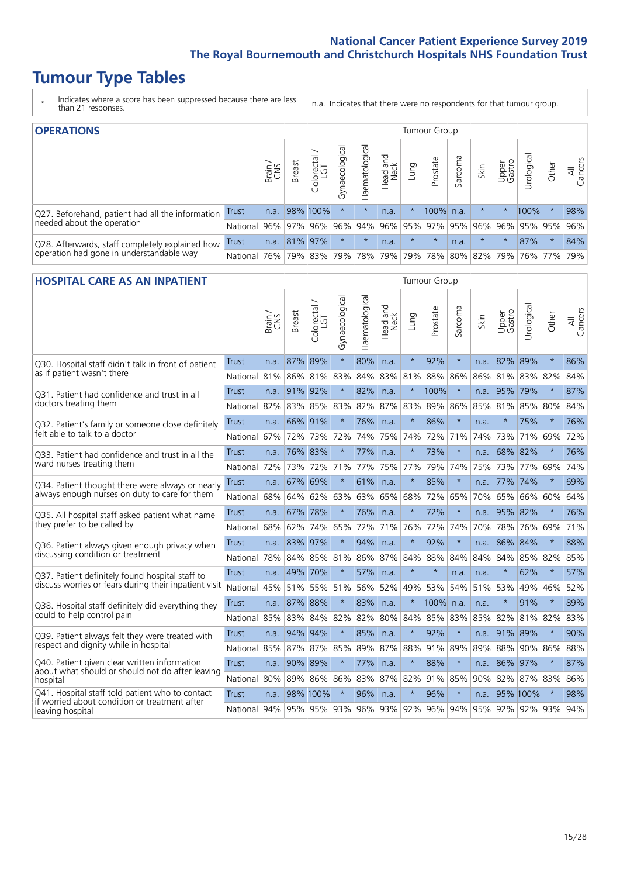# Tumour Type Tables

\* Indicates where a score has been suppressed because there are less than 21 responses.

n.a. Indicates that there were no respondents for that tumour group.

## OPERATIONS

| | | Brain / CNS | Breast | Colorectal / LGT | Gynaecological | Haematological | Head and Neck | Lung | Prostate | Sarcoma | Skin | Upper Gastro | Urological | Other | All Cancers |
|---|---|---|---|---|---|---|---|---|---|---|---|---|---|---|---|
| Q27. Beforehand, patient had all the information needed about the operation | Trust | n.a. | 98% | 100% | * | * | n.a. | * | 100% | n.a. | * | * | 100% | * | 98% |
| | National | 96% | 97% | 96% | 96% | 94% | 96% | 95% | 97% | 95% | 96% | 96% | 95% | 95% | 96% |
| Q28. Afterwards, staff completely explained how operation had gone in understandable way | Trust | n.a. | 81% | 97% | * | * | n.a. | * | * | n.a. | * | * | 87% | * | 84% |
| | National | 76% | 79% | 83% | 79% | 78% | 79% | 79% | 78% | 80% | 82% | 79% | 76% | 77% | 79% |

## HOSPITAL CARE AS AN INPATIENT

| | | Brain / CNS | Breast | Colorectal / LGT | Gynaecological | Haematological | Head and Neck | Lung | Prostate | Sarcoma | Skin | Upper Gastro | Urological | Other | All Cancers |
|---|---|---|---|---|---|---|---|---|---|---|---|---|---|---|---|
| Q30. Hospital staff didn't talk in front of patient as if patient wasn't there | Trust | n.a. | 87% | 89% | * | 80% | n.a. | * | 92% | * | n.a. | 82% | 89% | * | 86% |
| | National | 81% | 86% | 81% | 83% | 84% | 83% | 81% | 88% | 86% | 86% | 81% | 83% | 82% | 84% |
| Q31. Patient had confidence and trust in all doctors treating them | Trust | n.a. | 91% | 92% | * | 82% | n.a. | * | 100% | * | n.a. | 95% | 79% | * | 87% |
| | National | 82% | 83% | 85% | 83% | 82% | 87% | 83% | 89% | 86% | 85% | 81% | 85% | 80% | 84% |
| Q32. Patient's family or someone close definitely felt able to talk to a doctor | Trust | n.a. | 66% | 91% | * | 76% | n.a. | * | 86% | * | n.a. | * | 75% | * | 76% |
| | National | 67% | 72% | 73% | 72% | 74% | 75% | 74% | 72% | 71% | 74% | 73% | 71% | 69% | 72% |
| Q33. Patient had confidence and trust in all the ward nurses treating them | Trust | n.a. | 76% | 83% | * | 77% | n.a. | * | 73% | * | n.a. | 68% | 82% | * | 76% |
| | National | 72% | 73% | 72% | 71% | 77% | 75% | 77% | 79% | 74% | 75% | 73% | 77% | 69% | 74% |
| Q34. Patient thought there were always or nearly always enough nurses on duty to care for them | Trust | n.a. | 67% | 69% | * | 61% | n.a. | * | 85% | * | n.a. | 77% | 74% | * | 69% |
| | National | 68% | 64% | 62% | 63% | 63% | 65% | 68% | 72% | 65% | 70% | 65% | 66% | 60% | 64% |
| Q35. All hospital staff asked patient what name they prefer to be called by | Trust | n.a. | 67% | 78% | * | 76% | n.a. | * | 72% | * | n.a. | 95% | 82% | * | 76% |
| | National | 68% | 62% | 74% | 65% | 72% | 71% | 76% | 72% | 74% | 70% | 78% | 76% | 69% | 71% |
| Q36. Patient always given enough privacy when discussing condition or treatment | Trust | n.a. | 83% | 97% | * | 94% | n.a. | * | 92% | * | n.a. | 86% | 84% | * | 88% |
| | National | 78% | 84% | 85% | 81% | 86% | 87% | 84% | 88% | 84% | 84% | 84% | 85% | 82% | 85% |
| Q37. Patient definitely found hospital staff to discuss worries or fears during their inpatient visit | Trust | n.a. | 49% | 70% | * | 57% | n.a. | * | * | n.a. | n.a. | * | 62% | * | 57% |
| | National | 45% | 51% | 55% | 51% | 56% | 52% | 49% | 53% | 54% | 51% | 53% | 49% | 46% | 52% |
| Q38. Hospital staff definitely did everything they could to help control pain | Trust | n.a. | 87% | 88% | * | 83% | n.a. | * | 100% | n.a. | n.a. | * | 91% | * | 89% |
| | National | 85% | 83% | 84% | 82% | 82% | 80% | 84% | 85% | 83% | 85% | 82% | 81% | 82% | 83% |
| Q39. Patient always felt they were treated with respect and dignity while in hospital | Trust | n.a. | 94% | 94% | * | 85% | n.a. | * | 92% | * | n.a. | 91% | 89% | * | 90% |
| | National | 85% | 87% | 87% | 85% | 89% | 87% | 88% | 91% | 89% | 89% | 88% | 90% | 86% | 88% |
| Q40. Patient given clear written information about what should or should not do after leaving hospital | Trust | n.a. | 90% | 89% | * | 77% | n.a. | * | 88% | * | n.a. | 86% | 97% | * | 87% |
| | National | 80% | 89% | 86% | 86% | 83% | 87% | 82% | 91% | 85% | 90% | 82% | 87% | 83% | 86% |
| Q41. Hospital staff told patient who to contact if worried about condition or treatment after leaving hospital | Trust | n.a. | 98% | 100% | * | 96% | n.a. | * | 96% | * | n.a. | 95% | 100% | * | 98% |
| | National | 94% | 95% | 95% | 93% | 96% | 93% | 92% | 96% | 94% | 95% | 92% | 92% | 93% | 94% |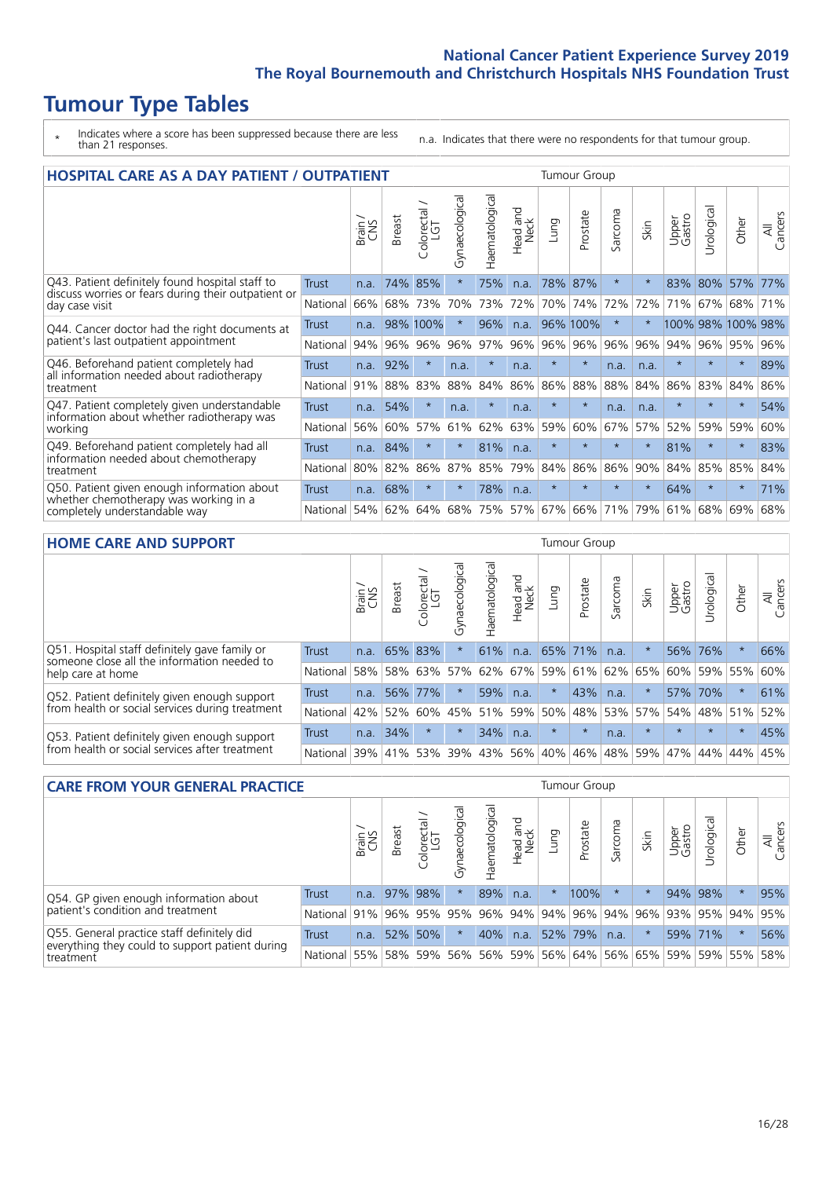# Tumour Type Tables

\* Indicates where a score has been suppressed because there are less than 21 responses.

n.a. Indicates that there were no respondents for that tumour group.

## HOSPITAL CARE AS A DAY PATIENT / OUTPATIENT

| | | Brain / CNS | Breast | Colorectal / LGT | Gynaecological | Haematological | Head and Neck | Lung | Prostate | Sarcoma | Skin | Upper Gastro | Urological | Other | All Cancers |
|---|---|---|---|---|---|---|---|---|---|---|---|---|---|---|---|
| Q43. Patient definitely found hospital staff to discuss worries or fears during their outpatient or day case visit | Trust | n.a. | 74% | 85% | * | 75% | n.a. | 78% | 87% | * | * | 83% | 80% | 57% | 77% |
| | National | 66% | 68% | 73% | 70% | 73% | 72% | 70% | 74% | 72% | 72% | 71% | 67% | 68% | 71% |
| Q44. Cancer doctor had the right documents at patient's last outpatient appointment | Trust | n.a. | 98% | 100% | * | 96% | n.a. | 96% | 100% | * | * | 100% | 98% | 100% | 98% |
| | National | 94% | 96% | 96% | 96% | 97% | 96% | 96% | 96% | 96% | 96% | 94% | 96% | 95% | 96% |
| Q46. Beforehand patient completely had all information needed about radiotherapy treatment | Trust | n.a. | 92% | * | n.a. | * | n.a. | * | * | n.a. | n.a. | * | * | * | 89% |
| | National | 91% | 88% | 83% | 88% | 84% | 86% | 86% | 88% | 88% | 84% | 86% | 83% | 84% | 86% |
| Q47. Patient completely given understandable information about whether radiotherapy was working | Trust | n.a. | 54% | * | n.a. | * | n.a. | * | * | n.a. | n.a. | * | * | * | 54% |
| | National | 56% | 60% | 57% | 61% | 62% | 63% | 59% | 60% | 67% | 57% | 52% | 59% | 59% | 60% |
| Q49. Beforehand patient completely had all information needed about chemotherapy treatment | Trust | n.a. | 84% | * | * | 81% | n.a. | * | * | * | * | 81% | * | * | 83% |
| | National | 80% | 82% | 86% | 87% | 85% | 79% | 84% | 86% | 86% | 90% | 84% | 85% | 85% | 84% |
| Q50. Patient given enough information about whether chemotherapy was working in a completely understandable way | Trust | n.a. | 68% | * | * | 78% | n.a. | * | * | * | * | 64% | * | * | 71% |
| | National | 54% | 62% | 64% | 68% | 75% | 57% | 67% | 66% | 71% | 79% | 61% | 68% | 69% | 68% |

## HOME CARE AND SUPPORT

| | | Brain / CNS | Breast | Colorectal / LGT | Gynaecological | Haematological | Head and Neck | Lung | Prostate | Sarcoma | Skin | Upper Gastro | Urological | Other | All Cancers |
|---|---|---|---|---|---|---|---|---|---|---|---|---|---|---|---|
| Q51. Hospital staff definitely gave family or someone close all the information needed to help care at home | Trust | n.a. | 65% | 83% | * | 61% | n.a. | 65% | 71% | n.a. | * | 56% | 76% | * | 66% |
| | National | 58% | 58% | 63% | 57% | 62% | 67% | 59% | 61% | 62% | 65% | 60% | 59% | 55% | 60% |
| Q52. Patient definitely given enough support from health or social services during treatment | Trust | n.a. | 56% | 77% | * | 59% | n.a. | * | 43% | n.a. | * | 57% | 70% | * | 61% |
| | National | 42% | 52% | 60% | 45% | 51% | 59% | 50% | 48% | 53% | 57% | 54% | 48% | 51% | 52% |
| Q53. Patient definitely given enough support from health or social services after treatment | Trust | n.a. | 34% | * | * | 34% | n.a. | * | * | n.a. | * | * | * | * | 45% |
| | National | 39% | 41% | 53% | 39% | 43% | 56% | 40% | 46% | 48% | 59% | 47% | 44% | 44% | 45% |

## CARE FROM YOUR GENERAL PRACTICE

| | | Brain / CNS | Breast | Colorectal / LGT | Gynaecological | Haematological | Head and Neck | Lung | Prostate | Sarcoma | Skin | Upper Gastro | Urological | Other | All Cancers |
|---|---|---|---|---|---|---|---|---|---|---|---|---|---|---|---|
| Q54. GP given enough information about patient's condition and treatment | Trust | n.a. | 97% | 98% | * | 89% | n.a. | * | 100% | * | * | 94% | 98% | * | 95% |
| | National | 91% | 96% | 95% | 95% | 96% | 94% | 94% | 96% | 94% | 96% | 93% | 95% | 94% | 95% |
| Q55. General practice staff definitely did everything they could to support patient during treatment | Trust | n.a. | 52% | 50% | * | 40% | n.a. | 52% | 79% | n.a. | * | 59% | 71% | * | 56% |
| | National | 55% | 58% | 59% | 56% | 56% | 59% | 56% | 64% | 56% | 65% | 59% | 59% | 55% | 58% |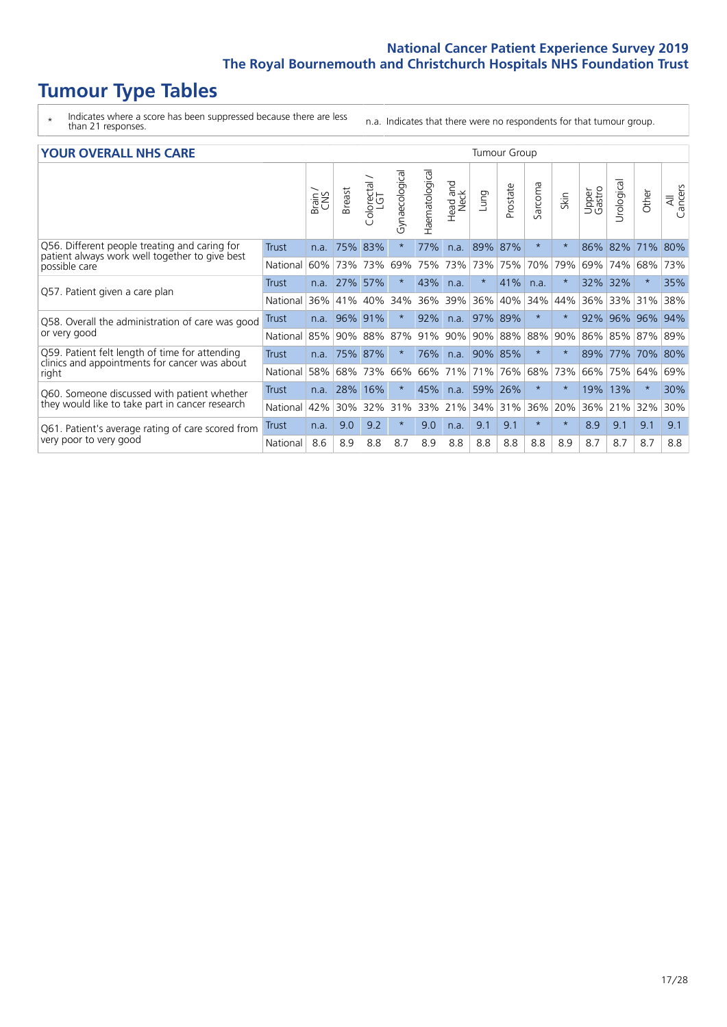# Tumour Type Tables

\* Indicates where a score has been suppressed because there are less than 21 responses.

n.a. Indicates that there were no respondents for that tumour group.

## YOUR OVERALL NHS CARE

| | | Brain / CNS | Breast | Colorectal / LGT | Gynaecological | Haematological | Head and Neck | Lung | Prostate | Sarcoma | Skin | Upper Gastro | Urological | Other | All Cancers |
|---|---|---|---|---|---|---|---|---|---|---|---|---|---|---|---|
| Q56. Different people treating and caring for patient always work well together to give best possible care | Trust | n.a. | 75% | 83% | * | 77% | n.a. | 89% | 87% | * | * | 86% | 82% | 71% | 80% |
| | National | 60% | 73% | 73% | 69% | 75% | 73% | 73% | 75% | 70% | 79% | 69% | 74% | 68% | 73% |
| Q57. Patient given a care plan | Trust | n.a. | 27% | 57% | * | 43% | n.a. | * | 41% | n.a. | * | 32% | 32% | * | 35% |
| | National | 36% | 41% | 40% | 34% | 36% | 39% | 36% | 40% | 34% | 44% | 36% | 33% | 31% | 38% |
| Q58. Overall the administration of care was good or very good | Trust | n.a. | 96% | 91% | * | 92% | n.a. | 97% | 89% | * | * | 92% | 96% | 96% | 94% |
| | National | 85% | 90% | 88% | 87% | 91% | 90% | 90% | 88% | 88% | 90% | 86% | 85% | 87% | 89% |
| Q59. Patient felt length of time for attending clinics and appointments for cancer was about right | Trust | n.a. | 75% | 87% | * | 76% | n.a. | 90% | 85% | * | * | 89% | 77% | 70% | 80% |
| | National | 58% | 68% | 73% | 66% | 66% | 71% | 71% | 76% | 68% | 73% | 66% | 75% | 64% | 69% |
| Q60. Someone discussed with patient whether they would like to take part in cancer research | Trust | n.a. | 28% | 16% | * | 45% | n.a. | 59% | 26% | * | * | 19% | 13% | * | 30% |
| | National | 42% | 30% | 32% | 31% | 33% | 21% | 34% | 31% | 36% | 20% | 36% | 21% | 32% | 30% |
| Q61. Patient's average rating of care scored from very poor to very good | Trust | n.a. | 9.0 | 9.2 | * | 9.0 | n.a. | 9.1 | 9.1 | * | * | 8.9 | 9.1 | 9.1 | 9.1 |
| | National | 8.6 | 8.9 | 8.8 | 8.7 | 8.9 | 8.8 | 8.8 | 8.8 | 8.8 | 8.9 | 8.7 | 8.7 | 8.7 | 8.8 |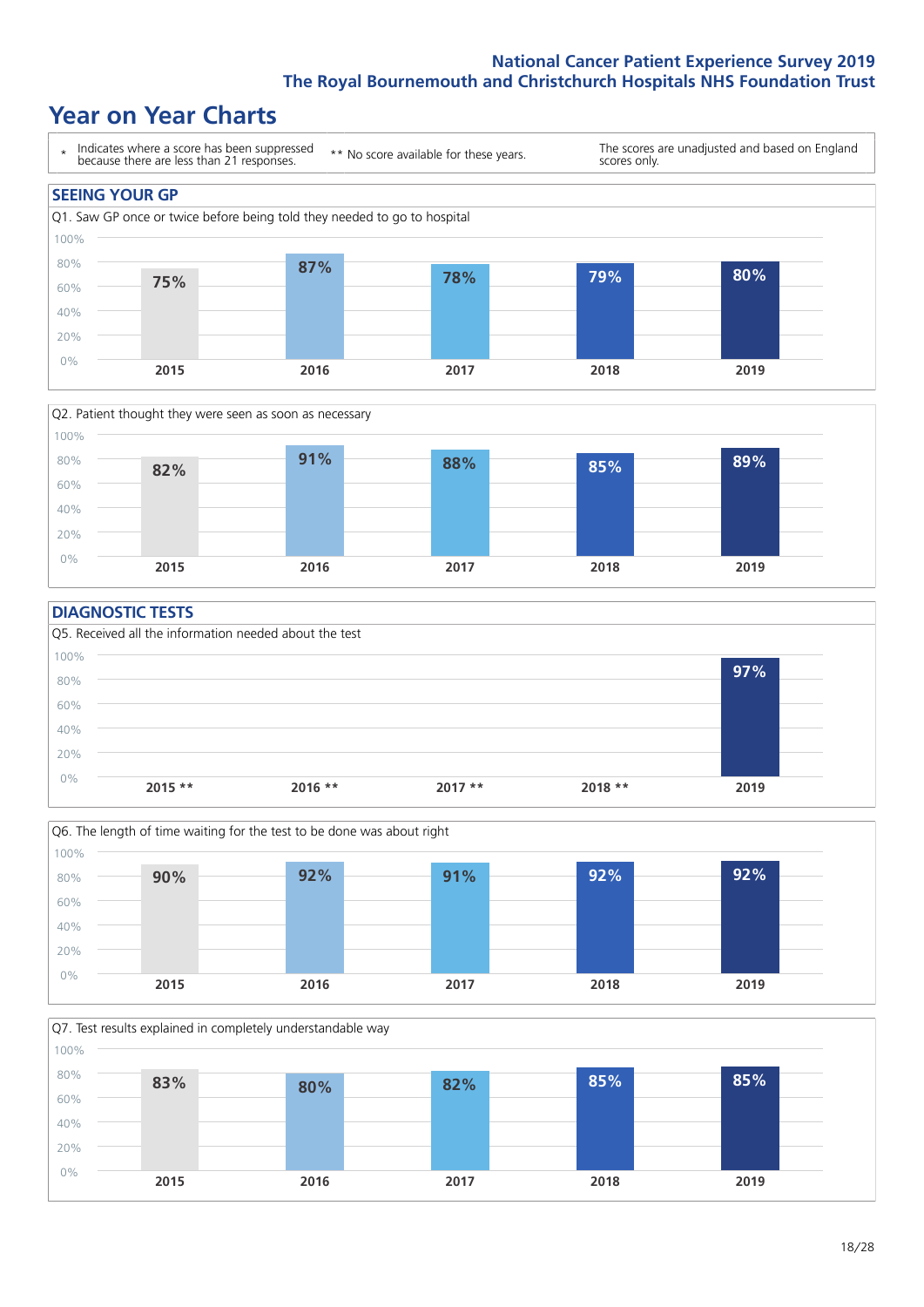## National Cancer Patient Experience Survey 2019
## The Royal Bournemouth and Christchurch Hospitals NHS Foundation Trust

# Year on Year Charts

| * Indicates where a score has been suppressed because there are less than 21 responses. | ** No score available for these years. | The scores are unadjusted and based on England scores only. |
|---|---|---|

### SEEING YOUR GP

Q1. Saw GP once or twice before being told they needed to go to hospital

| 2015 | 2016 | 2017 | 2018 | 2019 |
|---|---|---|---|---|
| 75% | 87% | 78% | 79% | 80% |

Q2. Patient thought they were seen as soon as necessary

| 2015 | 2016 | 2017 | 2018 | 2019 |
|---|---|---|---|---|
| 82% | 91% | 88% | 85% | 89% |

### DIAGNOSTIC TESTS

Q5. Received all the information needed about the test

| 2015 ** | 2016 ** | 2017 ** | 2018 ** | 2019 |
|---|---|---|---|---|
| | | | | 97% |

Q6. The length of time waiting for the test to be done was about right

| 2015 | 2016 | 2017 | 2018 | 2019 |
|---|---|---|---|---|
| 90% | 92% | 91% | 92% | 92% |

Q7. Test results explained in completely understandable way

| 2015 | 2016 | 2017 | 2018 | 2019 |
|---|---|---|---|---|
| 83% | 80% | 82% | 85% | 85% |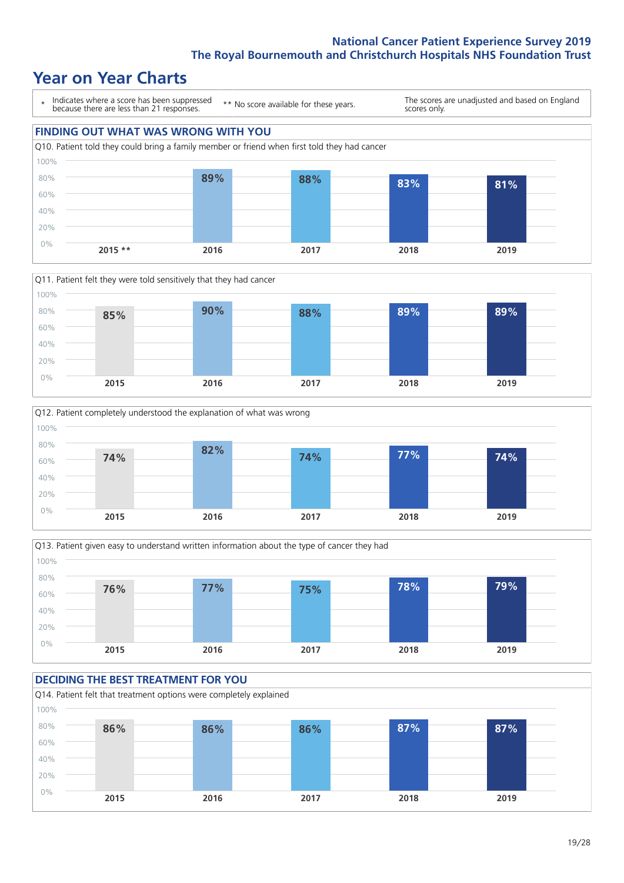# Year on Year Charts

\* Indicates where a score has been suppressed because there are less than 21 responses.

** No score available for these years.

The scores are unadjusted and based on England scores only.

## FINDING OUT WHAT WAS WRONG WITH YOU

Q10. Patient told they could bring a family member or friend when first told they had cancer

| 2015 ** | 2016 | 2017 | 2018 | 2019 |
|---|---|---|---|---|
| | 89% | 88% | 83% | 81% |

Q11. Patient felt they were told sensitively that they had cancer

| 2015 | 2016 | 2017 | 2018 | 2019 |
|---|---|---|---|---|
| 85% | 90% | 88% | 89% | 89% |

Q12. Patient completely understood the explanation of what was wrong

| 2015 | 2016 | 2017 | 2018 | 2019 |
|---|---|---|---|---|
| 74% | 82% | 74% | 77% | 74% |

Q13. Patient given easy to understand written information about the type of cancer they had

| 2015 | 2016 | 2017 | 2018 | 2019 |
|---|---|---|---|---|
| 76% | 77% | 75% | 78% | 79% |

## DECIDING THE BEST TREATMENT FOR YOU

Q14. Patient felt that treatment options were completely explained

| 2015 | 2016 | 2017 | 2018 | 2019 |
|---|---|---|---|---|
| 86% | 86% | 86% | 87% | 87% |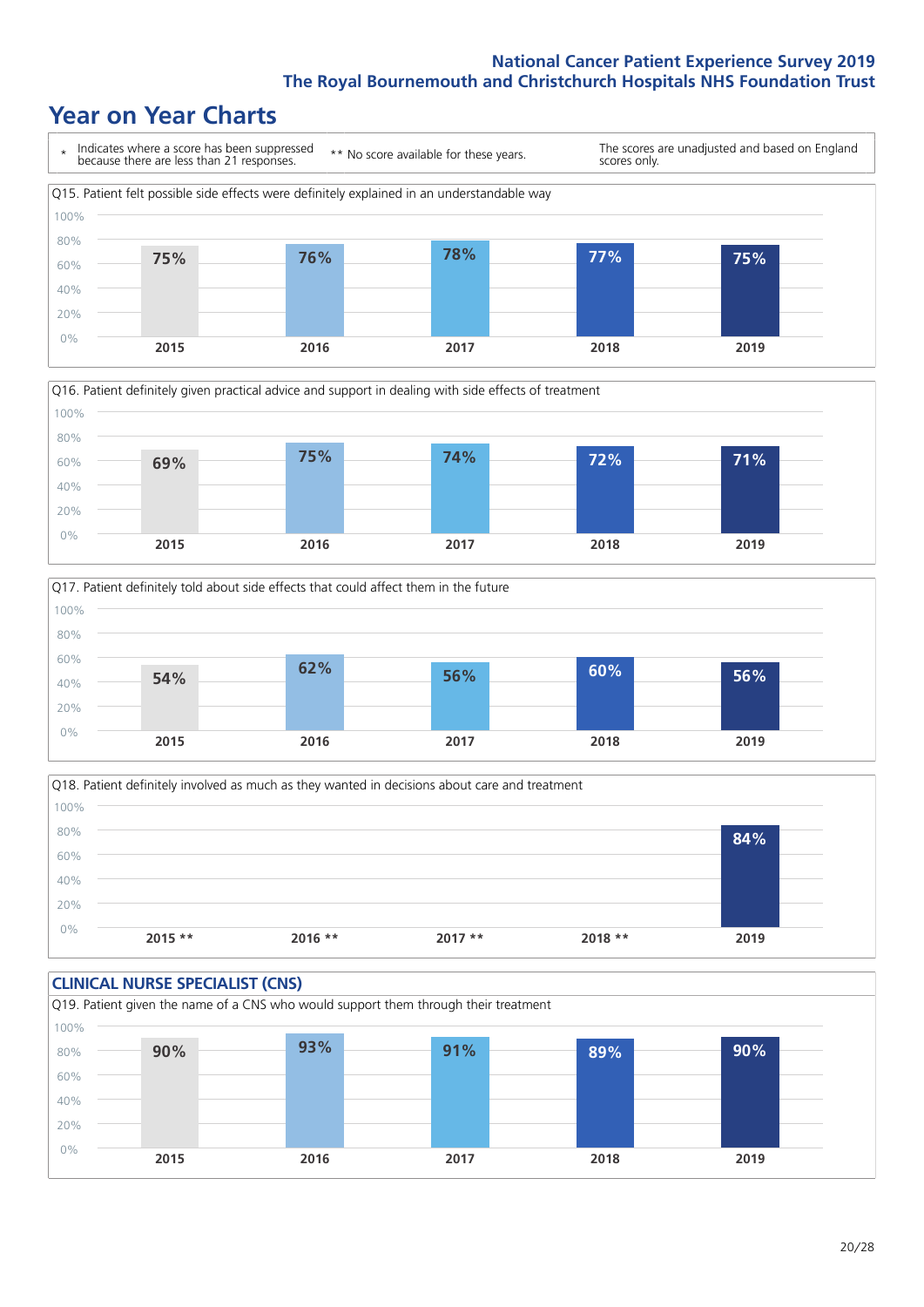# Year on Year Charts

\* Indicates where a score has been suppressed because there are less than 21 responses.

** No score available for these years.

The scores are unadjusted and based on England scores only.

Q15. Patient felt possible side effects were definitely explained in an understandable way

| 2015 | 2016 | 2017 | 2018 | 2019 |
|---|---|---|---|---|
| 75% | 76% | 78% | 77% | 75% |

Q16. Patient definitely given practical advice and support in dealing with side effects of treatment

| 2015 | 2016 | 2017 | 2018 | 2019 |
|---|---|---|---|---|
| 69% | 75% | 74% | 72% | 71% |

Q17. Patient definitely told about side effects that could affect them in the future

| 2015 | 2016 | 2017 | 2018 | 2019 |
|---|---|---|---|---|
| 54% | 62% | 56% | 60% | 56% |

Q18. Patient definitely involved as much as they wanted in decisions about care and treatment

| 2015 ** | 2016 ** | 2017 ** | 2018 ** | 2019 |
|---|---|---|---|---|
| | | | | 84% |

## CLINICAL NURSE SPECIALIST (CNS)

Q19. Patient given the name of a CNS who would support them through their treatment

| 2015 | 2016 | 2017 | 2018 | 2019 |
|---|---|---|---|---|
| 90% | 93% | 91% | 89% | 90% |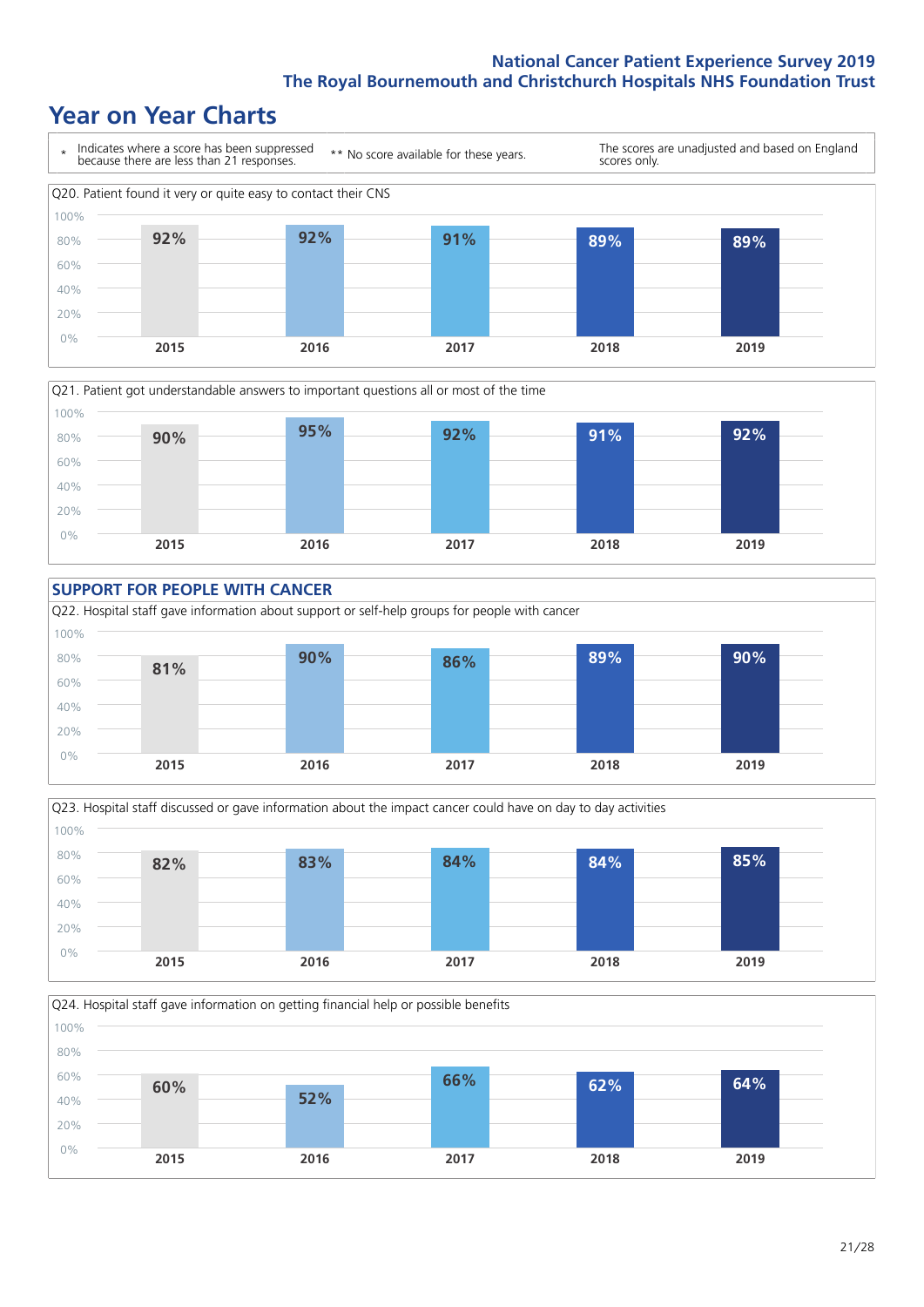# Year on Year Charts

| * Indicates where a score has been suppressed because there are less than 21 responses. | ** No score available for these years. | The scores are unadjusted and based on England scores only. |
|---|---|---|

Q20. Patient found it very or quite easy to contact their CNS

| 2015 | 2016 | 2017 | 2018 | 2019 |
|---|---|---|---|---|
| 92% | 92% | 91% | 89% | 89% |

Q21. Patient got understandable answers to important questions all or most of the time

| 2015 | 2016 | 2017 | 2018 | 2019 |
|---|---|---|---|---|
| 90% | 95% | 92% | 91% | 92% |

## SUPPORT FOR PEOPLE WITH CANCER

Q22. Hospital staff gave information about support or self-help groups for people with cancer

| 2015 | 2016 | 2017 | 2018 | 2019 |
|---|---|---|---|---|
| 81% | 90% | 86% | 89% | 90% |

Q23. Hospital staff discussed or gave information about the impact cancer could have on day to day activities

| 2015 | 2016 | 2017 | 2018 | 2019 |
|---|---|---|---|---|
| 82% | 83% | 84% | 84% | 85% |

Q24. Hospital staff gave information on getting financial help or possible benefits

| 2015 | 2016 | 2017 | 2018 | 2019 |
|---|---|---|---|---|
| 60% | 52% | 66% | 62% | 64% |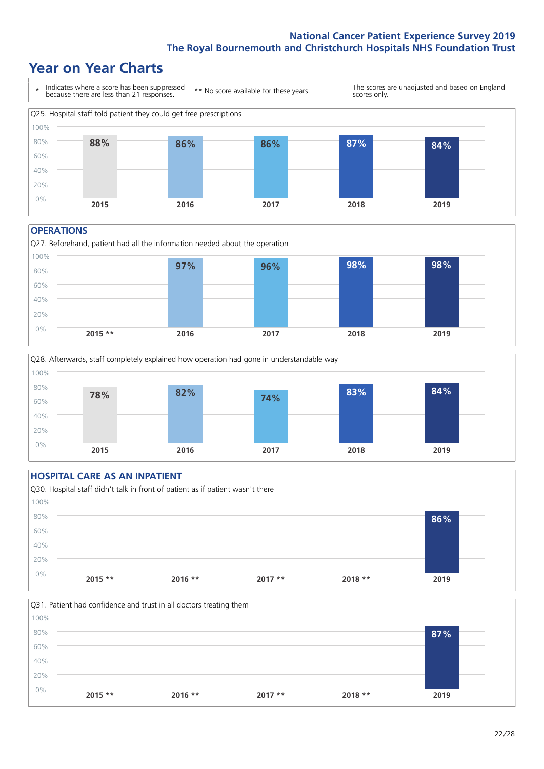# Year on Year Charts

\* Indicates where a score has been suppressed because there are less than 21 responses.

\*\* No score available for these years.

The scores are unadjusted and based on England scores only.

Q25. Hospital staff told patient they could get free prescriptions

| 2015 | 2016 | 2017 | 2018 | 2019 |
|---|---|---|---|---|
| 88% | 86% | 86% | 87% | 84% |

## OPERATIONS

Q27. Beforehand, patient had all the information needed about the operation

| 2015 ** | 2016 | 2017 | 2018 | 2019 |
|---|---|---|---|---|
| | 97% | 96% | 98% | 98% |

Q28. Afterwards, staff completely explained how operation had gone in understandable way

| 2015 | 2016 | 2017 | 2018 | 2019 |
|---|---|---|---|---|
| 78% | 82% | 74% | 83% | 84% |

## HOSPITAL CARE AS AN INPATIENT

Q30. Hospital staff didn't talk in front of patient as if patient wasn't there

| 2015 ** | 2016 ** | 2017 ** | 2018 ** | 2019 |
|---|---|---|---|---|
| | | | | 86% |

Q31. Patient had confidence and trust in all doctors treating them

| 2015 ** | 2016 ** | 2017 ** | 2018 ** | 2019 |
|---|---|---|---|---|
| | | | | 87% |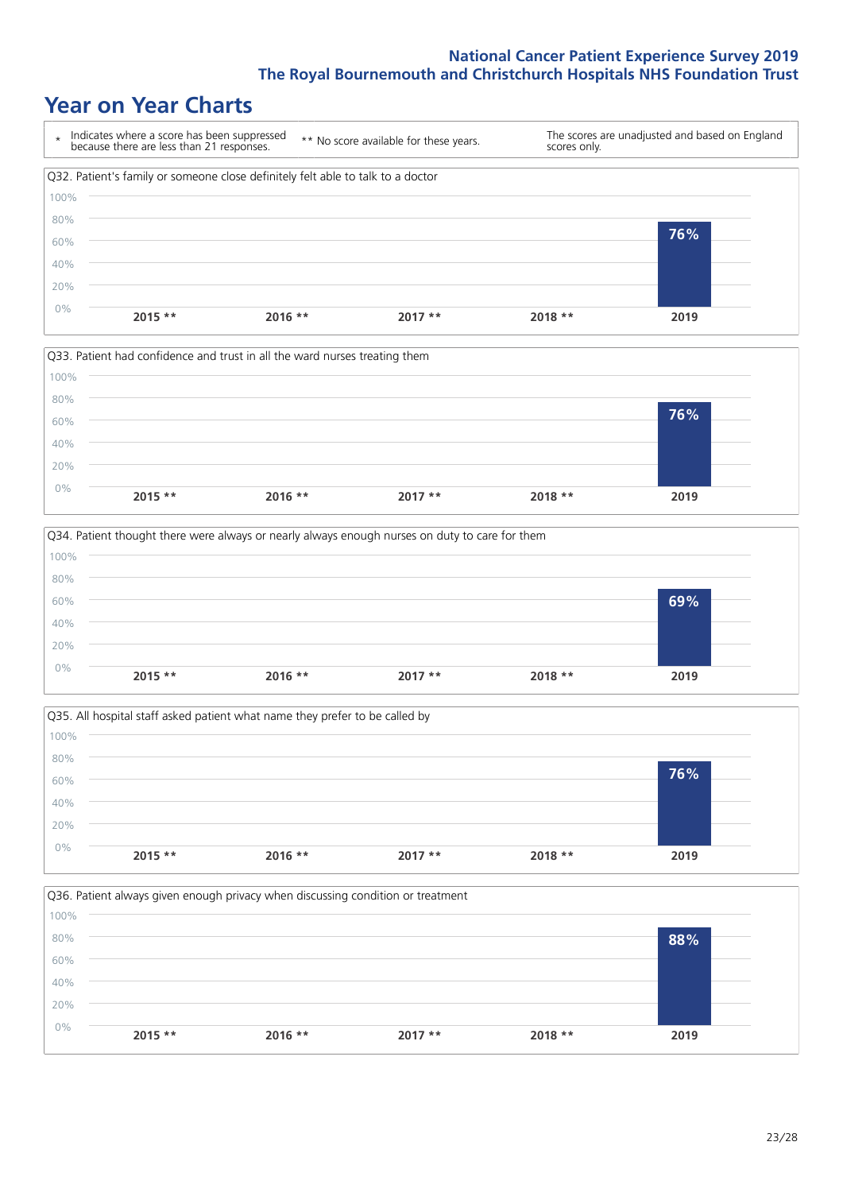# Year on Year Charts

| * Indicates where a score has been suppressed because there are less than 21 responses. | ** No score available for these years. | The scores are unadjusted and based on England scores only. |
|---|---|---|

Q32. Patient's family or someone close definitely felt able to talk to a doctor

| 2015 ** | 2016 ** | 2017 ** | 2018 ** | 2019 |
|---|---|---|---|---|
| | | | | 76% |

Q33. Patient had confidence and trust in all the ward nurses treating them

| 2015 ** | 2016 ** | 2017 ** | 2018 ** | 2019 |
|---|---|---|---|---|
| | | | | 76% |

Q34. Patient thought there were always or nearly always enough nurses on duty to care for them

| 2015 ** | 2016 ** | 2017 ** | 2018 ** | 2019 |
|---|---|---|---|---|
| | | | | 69% |

Q35. All hospital staff asked patient what name they prefer to be called by

| 2015 ** | 2016 ** | 2017 ** | 2018 ** | 2019 |
|---|---|---|---|---|
| | | | | 76% |

Q36. Patient always given enough privacy when discussing condition or treatment

| 2015 ** | 2016 ** | 2017 ** | 2018 ** | 2019 |
|---|---|---|---|---|
| | | | | 88% |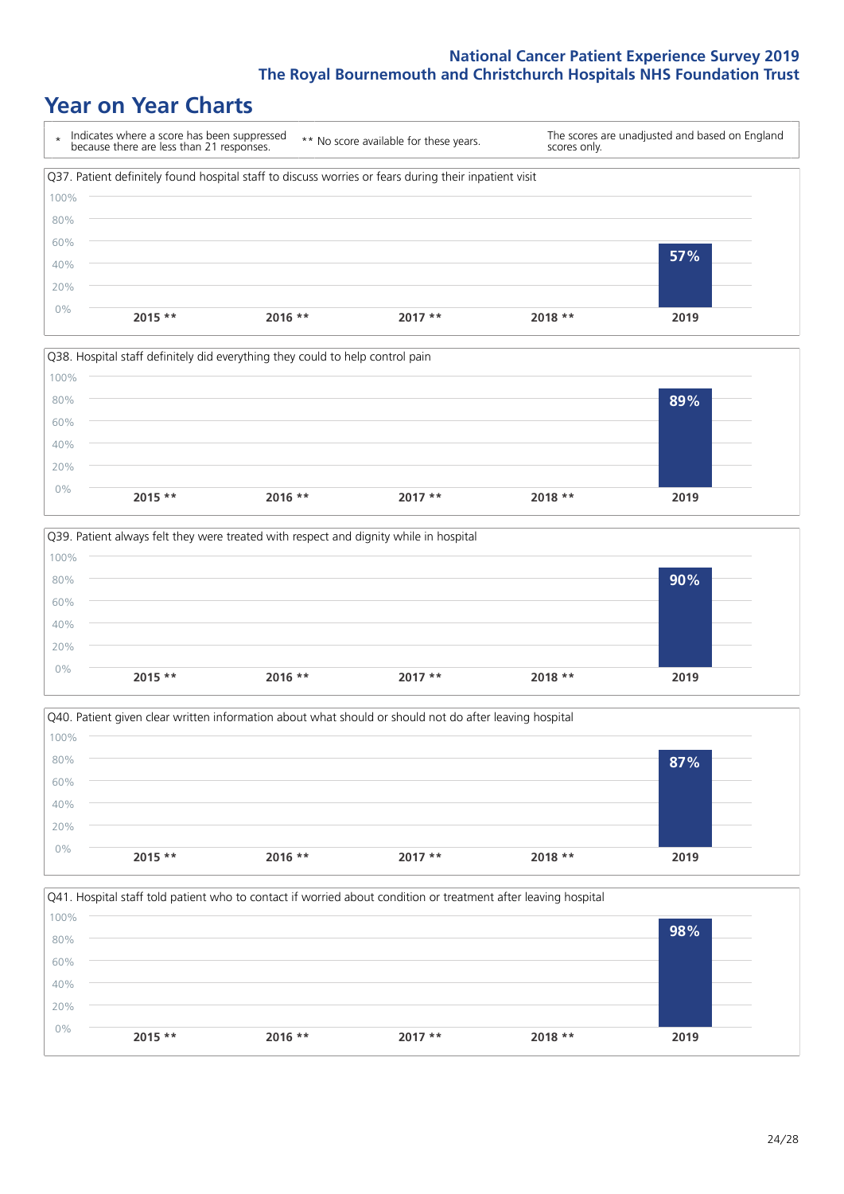# Year on Year Charts

\* Indicates where a score has been suppressed because there are less than 21 responses.

** No score available for these years.

The scores are unadjusted and based on England scores only.

Q37. Patient definitely found hospital staff to discuss worries or fears during their inpatient visit

| 2015 ** | 2016 ** | 2017 ** | 2018 ** | 2019 |
|---|---|---|---|---|
| | | | | 57% |

Q38. Hospital staff definitely did everything they could to help control pain

| 2015 ** | 2016 ** | 2017 ** | 2018 ** | 2019 |
|---|---|---|---|---|
| | | | | 89% |

Q39. Patient always felt they were treated with respect and dignity while in hospital

| 2015 ** | 2016 ** | 2017 ** | 2018 ** | 2019 |
|---|---|---|---|---|
| | | | | 90% |

Q40. Patient given clear written information about what should or should not do after leaving hospital

| 2015 ** | 2016 ** | 2017 ** | 2018 ** | 2019 |
|---|---|---|---|---|
| | | | | 87% |

Q41. Hospital staff told patient who to contact if worried about condition or treatment after leaving hospital

| 2015 ** | 2016 ** | 2017 ** | 2018 ** | 2019 |
|---|---|---|---|---|
| | | | | 98% |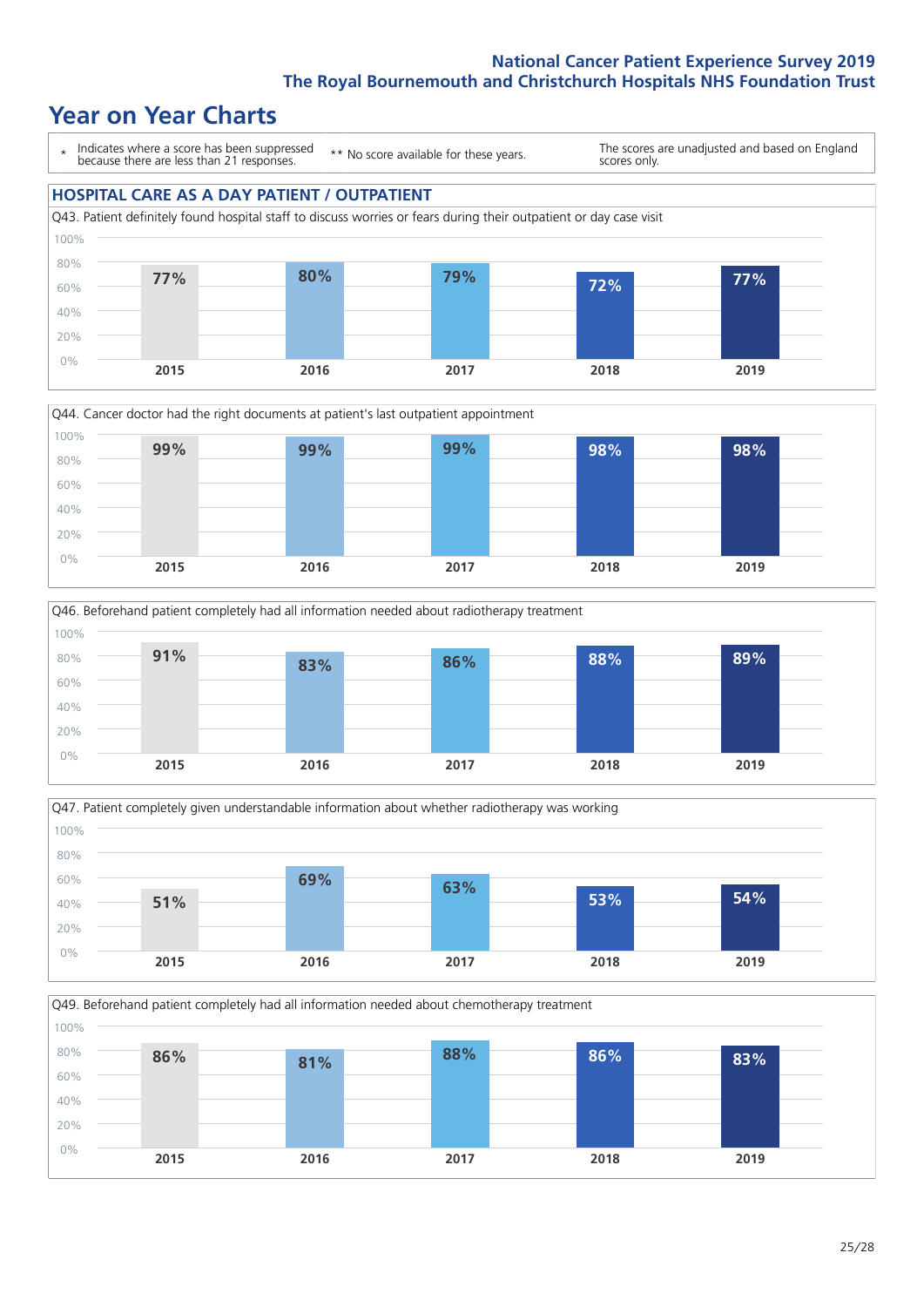# National Cancer Patient Experience Survey 2019
## The Royal Bournemouth and Christchurch Hospitals NHS Foundation Trust

# Year on Year Charts

\* Indicates where a score has been suppressed because there are less than 21 responses. ** No score available for these years. The scores are unadjusted and based on England scores only.

### HOSPITAL CARE AS A DAY PATIENT / OUTPATIENT

Q43. Patient definitely found hospital staff to discuss worries or fears during their outpatient or day case visit

| 2015 | 2016 | 2017 | 2018 | 2019 |
|---|---|---|---|---|
| 77% | 80% | 79% | 72% | 77% |

Q44. Cancer doctor had the right documents at patient's last outpatient appointment

| 2015 | 2016 | 2017 | 2018 | 2019 |
|---|---|---|---|---|
| 99% | 99% | 99% | 98% | 98% |

Q46. Beforehand patient completely had all information needed about radiotherapy treatment

| 2015 | 2016 | 2017 | 2018 | 2019 |
|---|---|---|---|---|
| 91% | 83% | 86% | 88% | 89% |

Q47. Patient completely given understandable information about whether radiotherapy was working

| 2015 | 2016 | 2017 | 2018 | 2019 |
|---|---|---|---|---|
| 51% | 69% | 63% | 53% | 54% |

Q49. Beforehand patient completely had all information needed about chemotherapy treatment

| 2015 | 2016 | 2017 | 2018 | 2019 |
|---|---|---|---|---|
| 86% | 81% | 88% | 86% | 83% |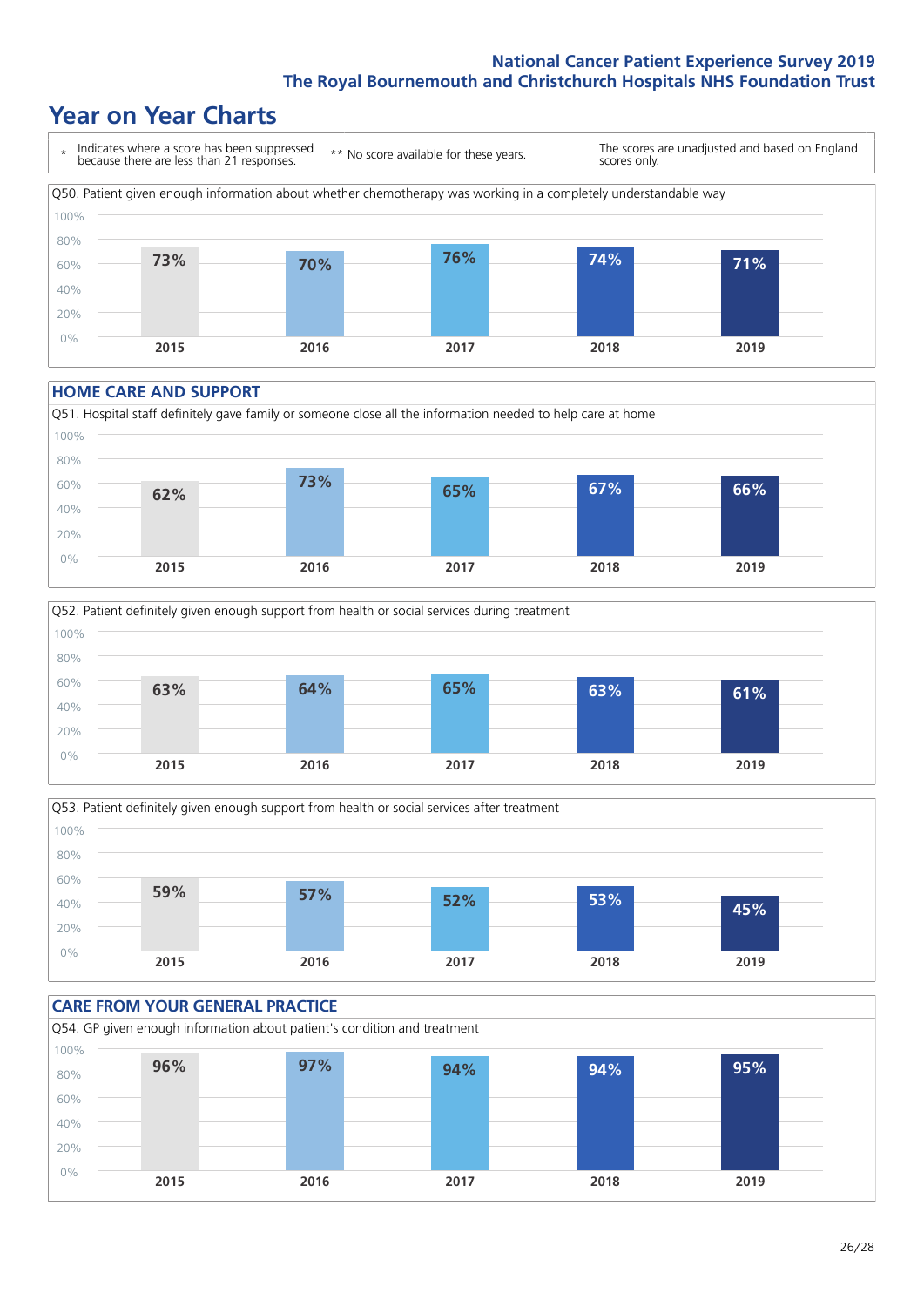# Year on Year Charts

\* Indicates where a score has been suppressed because there are less than 21 responses.

\*\* No score available for these years.

The scores are unadjusted and based on England scores only.

Q50. Patient given enough information about whether chemotherapy was working in a completely understandable way

| 2015 | 2016 | 2017 | 2018 | 2019 |
|---|---|---|---|---|
| 73% | 70% | 76% | 74% | 71% |

## HOME CARE AND SUPPORT

Q51. Hospital staff definitely gave family or someone close all the information needed to help care at home

| 2015 | 2016 | 2017 | 2018 | 2019 |
|---|---|---|---|---|
| 62% | 73% | 65% | 67% | 66% |

Q52. Patient definitely given enough support from health or social services during treatment

| 2015 | 2016 | 2017 | 2018 | 2019 |
|---|---|---|---|---|
| 63% | 64% | 65% | 63% | 61% |

Q53. Patient definitely given enough support from health or social services after treatment

| 2015 | 2016 | 2017 | 2018 | 2019 |
|---|---|---|---|---|
| 59% | 57% | 52% | 53% | 45% |

## CARE FROM YOUR GENERAL PRACTICE

Q54. GP given enough information about patient's condition and treatment

| 2015 | 2016 | 2017 | 2018 | 2019 |
|---|---|---|---|---|
| 96% | 97% | 94% | 94% | 95% |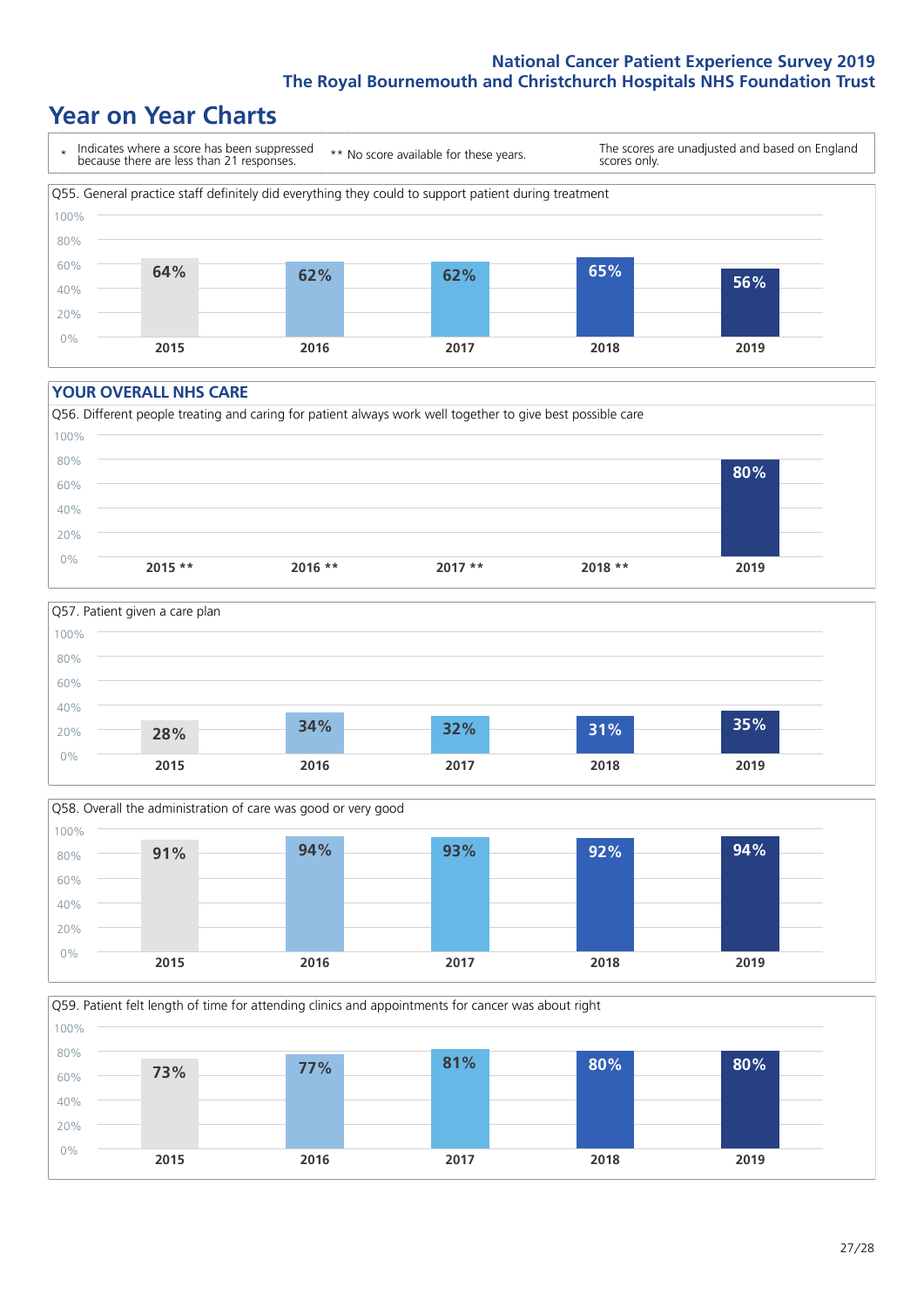# Year on Year Charts

\* Indicates where a score has been suppressed because there are less than 21 responses.

** No score available for these years.

The scores are unadjusted and based on England scores only.

Q55. General practice staff definitely did everything they could to support patient during treatment

| 2015 | 2016 | 2017 | 2018 | 2019 |
|---|---|---|---|---|
| 64% | 62% | 62% | 65% | 56% |

## YOUR OVERALL NHS CARE

Q56. Different people treating and caring for patient always work well together to give best possible care

| 2015 ** | 2016 ** | 2017 ** | 2018 ** | 2019 |
|---|---|---|---|---|
| | | | | 80% |

Q57. Patient given a care plan

| 2015 | 2016 | 2017 | 2018 | 2019 |
|---|---|---|---|---|
| 28% | 34% | 32% | 31% | 35% |

Q58. Overall the administration of care was good or very good

| 2015 | 2016 | 2017 | 2018 | 2019 |
|---|---|---|---|---|
| 91% | 94% | 93% | 92% | 94% |

Q59. Patient felt length of time for attending clinics and appointments for cancer was about right

| 2015 | 2016 | 2017 | 2018 | 2019 |
|---|---|---|---|---|
| 73% | 77% | 81% | 80% | 80% |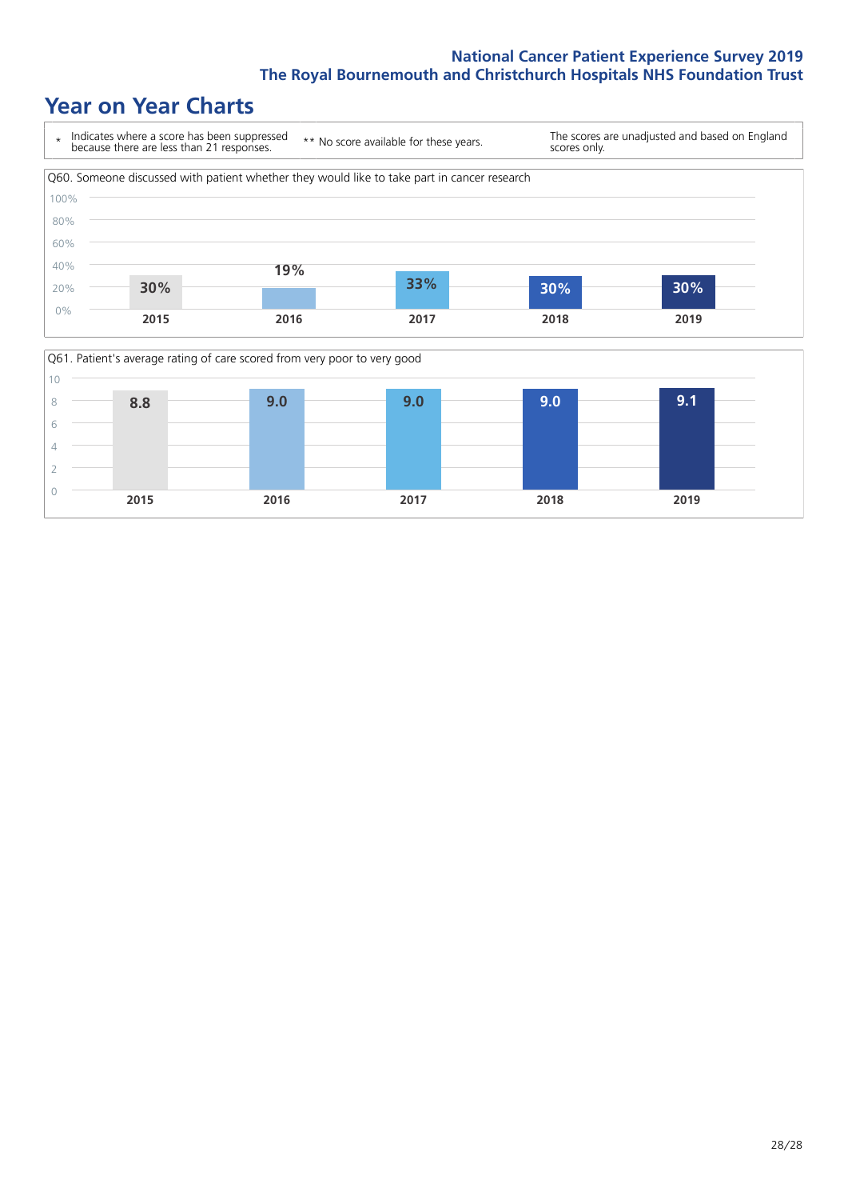# Year on Year Charts

\* Indicates where a score has been suppressed because there are less than 21 responses.

** No score available for these years.

The scores are unadjusted and based on England scores only.

Q60. Someone discussed with patient whether they would like to take part in cancer research

100%
80%
60%
40%
20%
0%

30% 19% 33% 30% 30%

2015 2016 2017 2018 2019

Q61. Patient's average rating of care scored from very poor to very good

10
8
6
4
2
0

8.8 9.0 9.0 9.0 9.1

2015 2016 2017 2018 2019